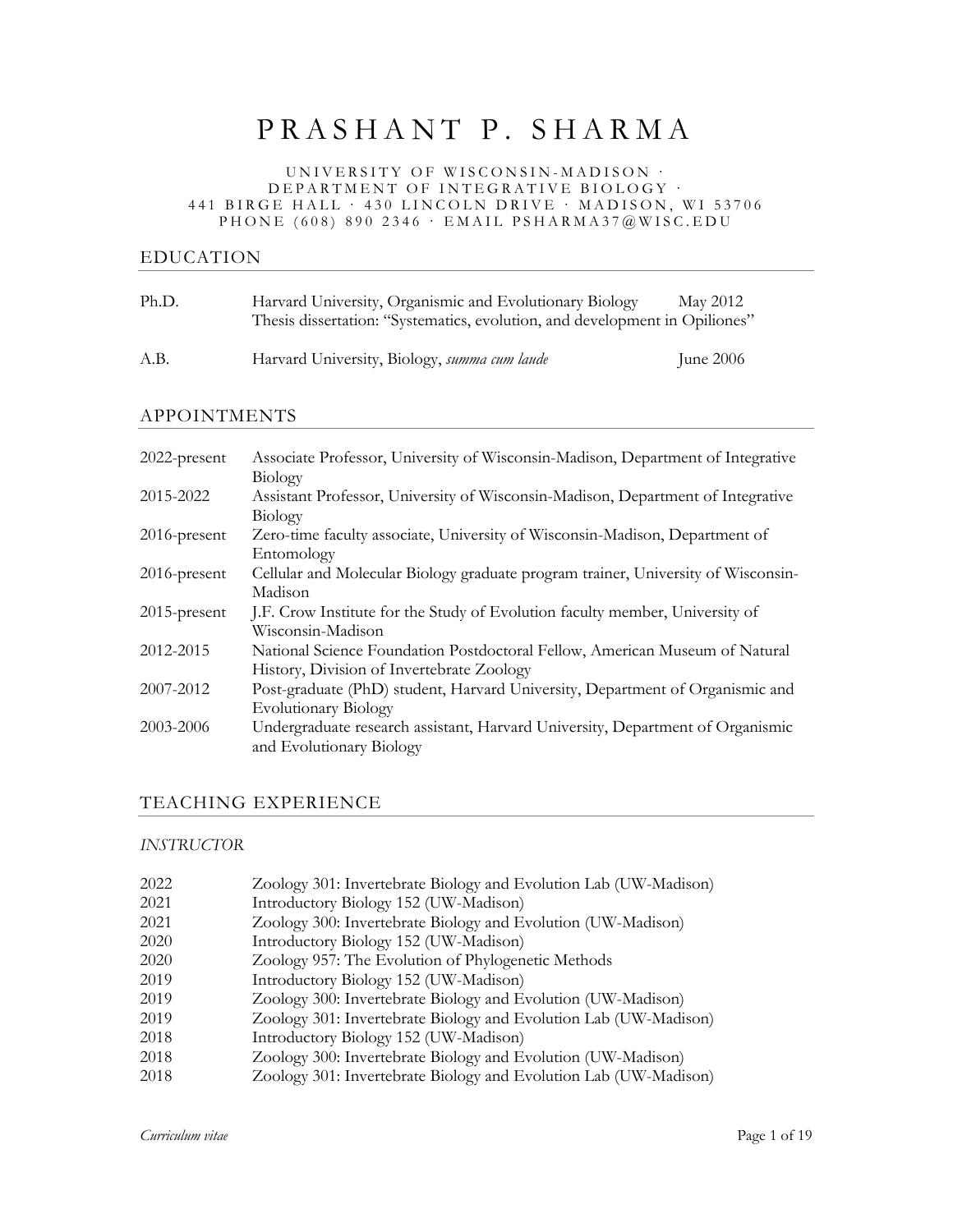# PRASHANT P. SHARMA

UNIVERSITY OF WISCONSIN-MADISON · DEPARTMENT OF INTEGRATIVE BIOLOGY · 441 BIRGE HALL · 430 LINCOLN DRIVE · MADISON, WI 53706
PHONE (608) 890 2346 · EMAIL PSHARMA37@WISC.EDU

## EDUCATION

| | | |
|---|---|---|
| Ph.D. | Harvard University, Organismic and Evolutionary Biology<br>Thesis dissertation: "Systematics, evolution, and development in Opiliones" | May 2012 |
| A.B. | Harvard University, Biology, *summa cum laude* | June 2006 |

## APPOINTMENTS

| | |
|---|---|
| 2022-present | Associate Professor, University of Wisconsin-Madison, Department of Integrative Biology |
| 2015-2022 | Assistant Professor, University of Wisconsin-Madison, Department of Integrative Biology |
| 2016-present | Zero-time faculty associate, University of Wisconsin-Madison, Department of Entomology |
| 2016-present | Cellular and Molecular Biology graduate program trainer, University of Wisconsin-Madison |
| 2015-present | J.F. Crow Institute for the Study of Evolution faculty member, University of Wisconsin-Madison |
| 2012-2015 | National Science Foundation Postdoctoral Fellow, American Museum of Natural History, Division of Invertebrate Zoology |
| 2007-2012 | Post-graduate (PhD) student, Harvard University, Department of Organismic and Evolutionary Biology |
| 2003-2006 | Undergraduate research assistant, Harvard University, Department of Organismic and Evolutionary Biology |

## TEACHING EXPERIENCE

### *INSTRUCTOR*

| | |
|---|---|
| 2022 | Zoology 301: Invertebrate Biology and Evolution Lab (UW-Madison) |
| 2021 | Introductory Biology 152 (UW-Madison) |
| 2021 | Zoology 300: Invertebrate Biology and Evolution (UW-Madison) |
| 2020 | Introductory Biology 152 (UW-Madison) |
| 2020 | Zoology 957: The Evolution of Phylogenetic Methods |
| 2019 | Introductory Biology 152 (UW-Madison) |
| 2019 | Zoology 300: Invertebrate Biology and Evolution (UW-Madison) |
| 2019 | Zoology 301: Invertebrate Biology and Evolution Lab (UW-Madison) |
| 2018 | Introductory Biology 152 (UW-Madison) |
| 2018 | Zoology 300: Invertebrate Biology and Evolution (UW-Madison) |
| 2018 | Zoology 301: Invertebrate Biology and Evolution Lab (UW-Madison) |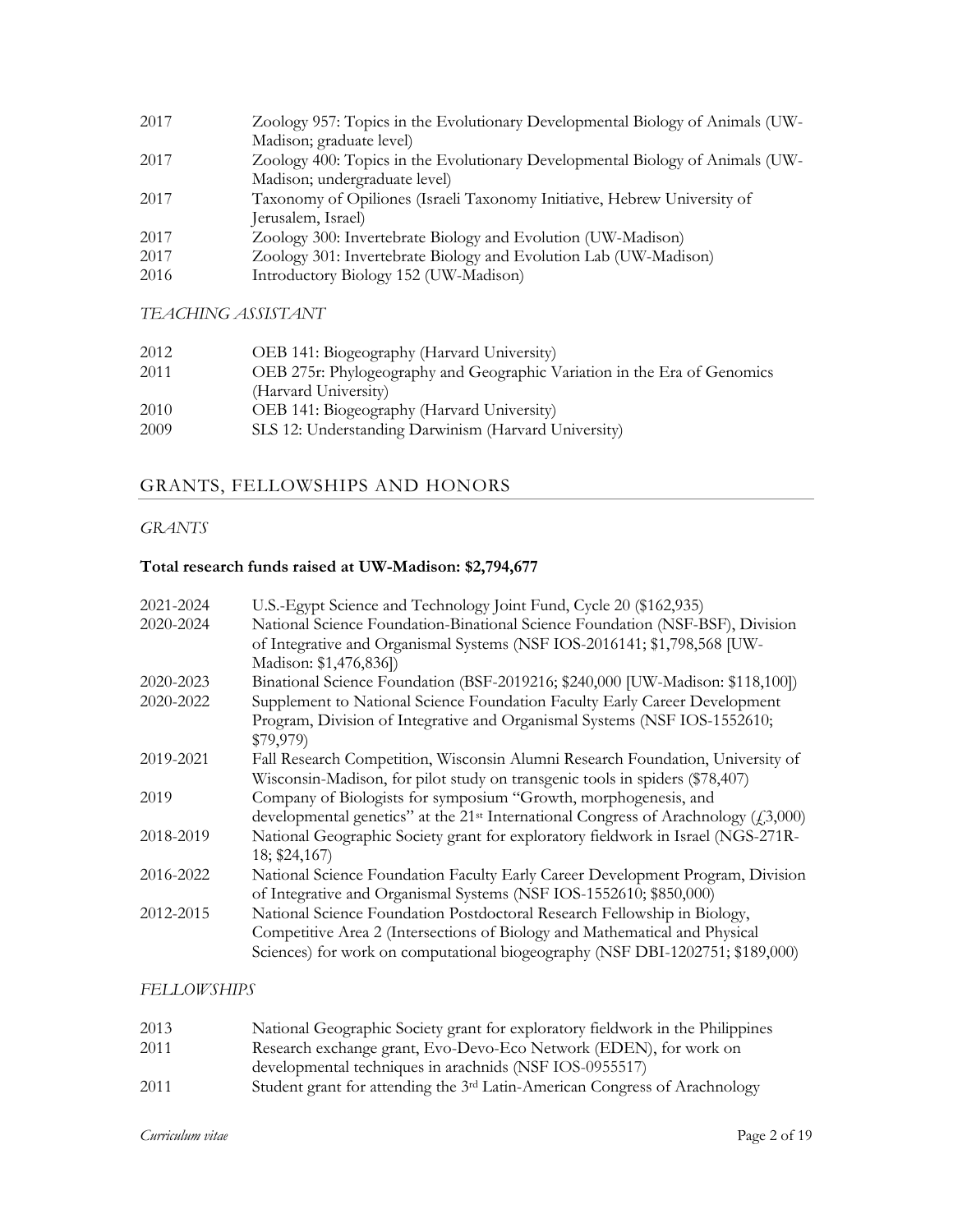| | |
|---|---|
| 2017 | Zoology 957: Topics in the Evolutionary Developmental Biology of Animals (UW-Madison; graduate level) |
| 2017 | Zoology 400: Topics in the Evolutionary Developmental Biology of Animals (UW-Madison; undergraduate level) |
| 2017 | Taxonomy of Opiliones (Israeli Taxonomy Initiative, Hebrew University of Jerusalem, Israel) |
| 2017 | Zoology 300: Invertebrate Biology and Evolution (UW-Madison) |
| 2017 | Zoology 301: Invertebrate Biology and Evolution Lab (UW-Madison) |
| 2016 | Introductory Biology 152 (UW-Madison) |

### *TEACHING ASSISTANT*

| | |
|---|---|
| 2012 | OEB 141: Biogeography (Harvard University) |
| 2011 | OEB 275r: Phylogeography and Geographic Variation in the Era of Genomics (Harvard University) |
| 2010 | OEB 141: Biogeography (Harvard University) |
| 2009 | SLS 12: Understanding Darwinism (Harvard University) |

## GRANTS, FELLOWSHIPS AND HONORS

### *GRANTS*

**Total research funds raised at UW-Madison: $2,794,677**

| | |
|---|---|
| 2021-2024 | U.S.-Egypt Science and Technology Joint Fund, Cycle 20 ($162,935) |
| 2020-2024 | National Science Foundation-Binational Science Foundation (NSF-BSF), Division of Integrative and Organismal Systems (NSF IOS-2016141; $1,798,568 [UW-Madison: $1,476,836]) |
| 2020-2023 | Binational Science Foundation (BSF-2019216; $240,000 [UW-Madison: $118,100]) |
| 2020-2022 | Supplement to National Science Foundation Faculty Early Career Development Program, Division of Integrative and Organismal Systems (NSF IOS-1552610; $79,979) |
| 2019-2021 | Fall Research Competition, Wisconsin Alumni Research Foundation, University of Wisconsin-Madison, for pilot study on transgenic tools in spiders ($78,407) |
| 2019 | Company of Biologists for symposium "Growth, morphogenesis, and developmental genetics" at the 21st International Congress of Arachnology (£3,000) |
| 2018-2019 | National Geographic Society grant for exploratory fieldwork in Israel (NGS-271R-18; $24,167) |
| 2016-2022 | National Science Foundation Faculty Early Career Development Program, Division of Integrative and Organismal Systems (NSF IOS-1552610; $850,000) |
| 2012-2015 | National Science Foundation Postdoctoral Research Fellowship in Biology, Competitive Area 2 (Intersections of Biology and Mathematical and Physical Sciences) for work on computational biogeography (NSF DBI-1202751; $189,000) |

### *FELLOWSHIPS*

| | |
|---|---|
| 2013 | National Geographic Society grant for exploratory fieldwork in the Philippines |
| 2011 | Research exchange grant, Evo-Devo-Eco Network (EDEN), for work on developmental techniques in arachnids (NSF IOS-0955517) |
| 2011 | Student grant for attending the 3rd Latin-American Congress of Arachnology |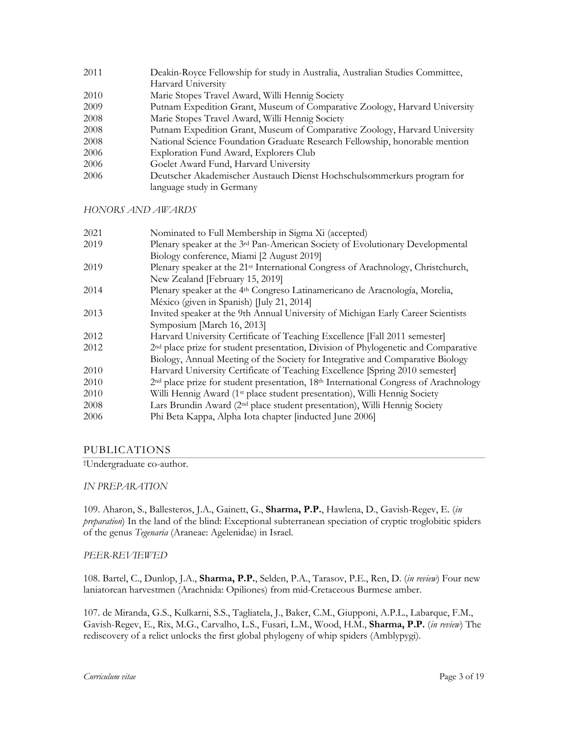| | |
|---|---|
| 2011 | Deakin-Royce Fellowship for study in Australia, Australian Studies Committee, Harvard University |
| 2010 | Marie Stopes Travel Award, Willi Hennig Society |
| 2009 | Putnam Expedition Grant, Museum of Comparative Zoology, Harvard University |
| 2008 | Marie Stopes Travel Award, Willi Hennig Society |
| 2008 | Putnam Expedition Grant, Museum of Comparative Zoology, Harvard University |
| 2008 | National Science Foundation Graduate Research Fellowship, honorable mention |
| 2006 | Exploration Fund Award, Explorers Club |
| 2006 | Goelet Award Fund, Harvard University |
| 2006 | Deutscher Akademischer Austauch Dienst Hochschulsommerkurs program for language study in Germany |

*HONORS AND AWARDS*

| | |
|---|---|
| 2021 | Nominated to Full Membership in Sigma Xi (accepted) |
| 2019 | Plenary speaker at the 3rd Pan-American Society of Evolutionary Developmental Biology conference, Miami [2 August 2019] |
| 2019 | Plenary speaker at the 21st International Congress of Arachnology, Christchurch, New Zealand [February 15, 2019] |
| 2014 | Plenary speaker at the 4th Congreso Latinamericano de Aracnología, Morelia, México (given in Spanish) [July 21, 2014] |
| 2013 | Invited speaker at the 9th Annual University of Michigan Early Career Scientists Symposium [March 16, 2013] |
| 2012 | Harvard University Certificate of Teaching Excellence [Fall 2011 semester] |
| 2012 | 2nd place prize for student presentation, Division of Phylogenetic and Comparative Biology, Annual Meeting of the Society for Integrative and Comparative Biology |
| 2010 | Harvard University Certificate of Teaching Excellence [Spring 2010 semester] |
| 2010 | 2nd place prize for student presentation, 18th International Congress of Arachnology |
| 2010 | Willi Hennig Award (1st place student presentation), Willi Hennig Society |
| 2008 | Lars Brundin Award (2nd place student presentation), Willi Hennig Society |
| 2006 | Phi Beta Kappa, Alpha Iota chapter [inducted June 2006] |

## PUBLICATIONS

†Undergraduate co-author.

*IN PREPARATION*

109. Aharon, S., Ballesteros, J.A., Gainett, G., **Sharma, P.P.**, Hawlena, D., Gavish-Regev, E. (*in preparation*) In the land of the blind: Exceptional subterranean speciation of cryptic troglobitic spiders of the genus *Tegenaria* (Araneae: Agelenidae) in Israel.

*PEER-REVIEWED*

108. Bartel, C., Dunlop, J.A., **Sharma, P.P.**, Selden, P.A., Tarasov, P.E., Ren, D. (*in review*) Four new laniatorean harvestmen (Arachnida: Opiliones) from mid-Cretaceous Burmese amber.

107. de Miranda, G.S., Kulkarni, S.S., Tagliatela, J., Baker, C.M., Giupponi, A.P.L., Labarque, F.M., Gavish-Regev, E., Rix, M.G., Carvalho, L.S., Fusari, L.M., Wood, H.M., **Sharma, P.P.** (*in review*) The rediscovery of a relict unlocks the first global phylogeny of whip spiders (Amblypygi).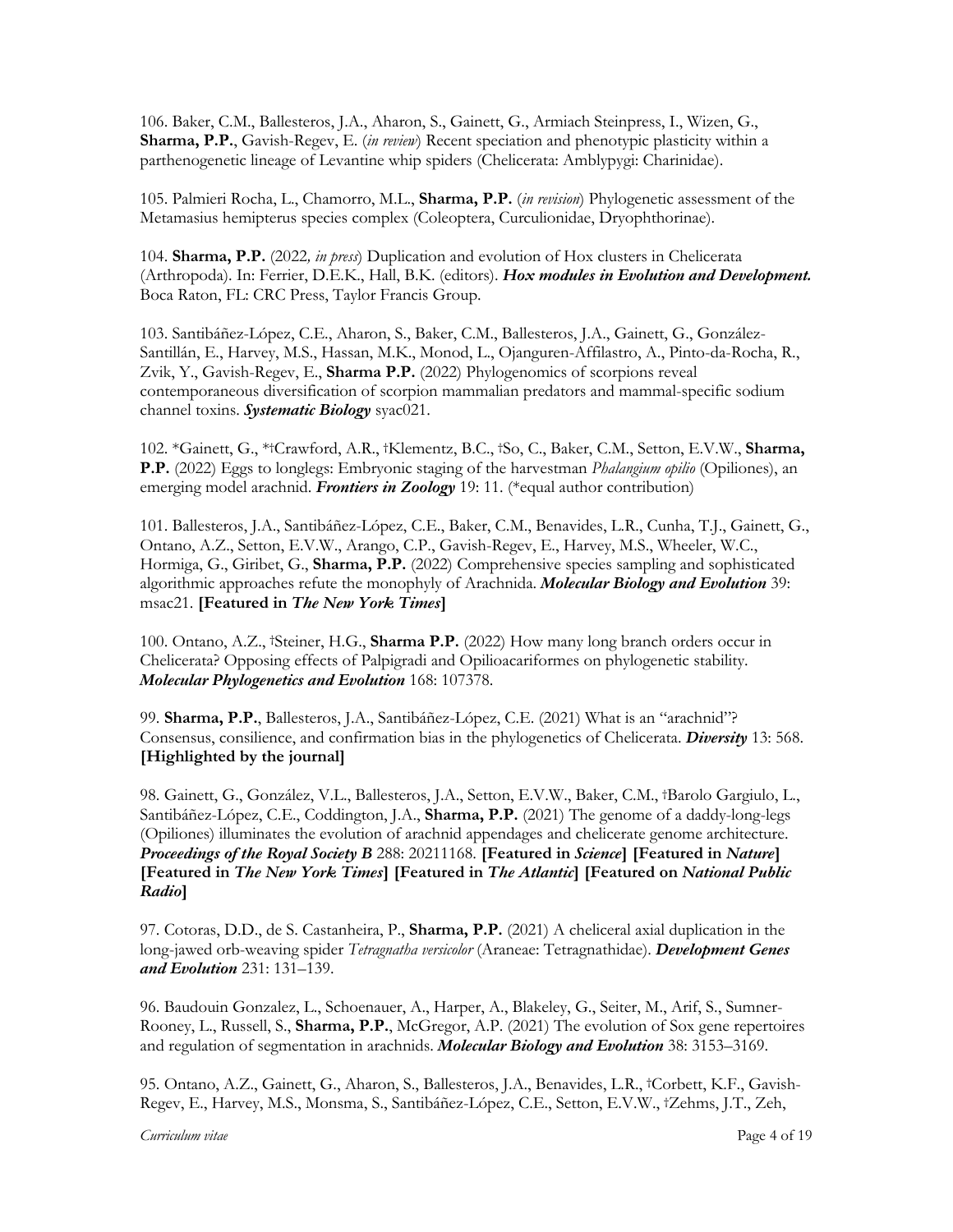106. Baker, C.M., Ballesteros, J.A., Aharon, S., Gainett, G., Armiach Steinpress, I., Wizen, G., **Sharma, P.P.**, Gavish-Regev, E. (*in review*) Recent speciation and phenotypic plasticity within a parthenogenetic lineage of Levantine whip spiders (Chelicerata: Amblypygi: Charinidae).

105. Palmieri Rocha, L., Chamorro, M.L., **Sharma, P.P.** (*in revision*) Phylogenetic assessment of the Metamasius hemipterus species complex (Coleoptera, Curculionidae, Dryophthorinae).

104. **Sharma, P.P.** (2022*, in press*) Duplication and evolution of Hox clusters in Chelicerata (Arthropoda). In: Ferrier, D.E.K., Hall, B.K. (editors). ***Hox modules in Evolution and Development.*** Boca Raton, FL: CRC Press, Taylor Francis Group.

103. Santibáñez-López, C.E., Aharon, S., Baker, C.M., Ballesteros, J.A., Gainett, G., González-Santillán, E., Harvey, M.S., Hassan, M.K., Monod, L., Ojanguren-Affilastro, A., Pinto-da-Rocha, R., Zvik, Y., Gavish-Regev, E., **Sharma P.P.** (2022) Phylogenomics of scorpions reveal contemporaneous diversification of scorpion mammalian predators and mammal-specific sodium channel toxins. ***Systematic Biology*** syac021.

102. *Gainett, G., *†Crawford, A.R., †Klementz, B.C., †So, C., Baker, C.M., Setton, E.V.W., **Sharma, P.P.** (2022) Eggs to longlegs: Embryonic staging of the harvestman *Phalangium opilio* (Opiliones), an emerging model arachnid. ***Frontiers in Zoology*** 19: 11. (*equal author contribution)

101. Ballesteros, J.A., Santibáñez-López, C.E., Baker, C.M., Benavides, L.R., Cunha, T.J., Gainett, G., Ontano, A.Z., Setton, E.V.W., Arango, C.P., Gavish-Regev, E., Harvey, M.S., Wheeler, W.C., Hormiga, G., Giribet, G., **Sharma, P.P.** (2022) Comprehensive species sampling and sophisticated algorithmic approaches refute the monophyly of Arachnida. ***Molecular Biology and Evolution*** 39: msac21. **[Featured in *The New York Times*]**

100. Ontano, A.Z., †Steiner, H.G., **Sharma P.P.** (2022) How many long branch orders occur in Chelicerata? Opposing effects of Palpigradi and Opilioacariformes on phylogenetic stability. ***Molecular Phylogenetics and Evolution*** 168: 107378.

99. **Sharma, P.P.**, Ballesteros, J.A., Santibáñez-López, C.E. (2021) What is an "arachnid"? Consensus, consilience, and confirmation bias in the phylogenetics of Chelicerata. ***Diversity*** 13: 568. **[Highlighted by the journal]**

98. Gainett, G., González, V.L., Ballesteros, J.A., Setton, E.V.W., Baker, C.M., †Barolo Gargiulo, L., Santibáñez-López, C.E., Coddington, J.A., **Sharma, P.P.** (2021) The genome of a daddy-long-legs (Opiliones) illuminates the evolution of arachnid appendages and chelicerate genome architecture. ***Proceedings of the Royal Society B*** 288: 20211168. **[Featured in *Science*] [Featured in *Nature*] [Featured in *The New York Times*] [Featured in *The Atlantic*] [Featured on *National Public Radio*]**

97. Cotoras, D.D., de S. Castanheira, P., **Sharma, P.P.** (2021) A cheliceral axial duplication in the long-jawed orb-weaving spider *Tetragnatha versicolor* (Araneae: Tetragnathidae). ***Development Genes and Evolution*** 231: 131–139.

96. Baudouin Gonzalez, L., Schoenauer, A., Harper, A., Blakeley, G., Seiter, M., Arif, S., Sumner-Rooney, L., Russell, S., **Sharma, P.P.**, McGregor, A.P. (2021) The evolution of Sox gene repertoires and regulation of segmentation in arachnids. ***Molecular Biology and Evolution*** 38: 3153–3169.

95. Ontano, A.Z., Gainett, G., Aharon, S., Ballesteros, J.A., Benavides, L.R., †Corbett, K.F., Gavish-Regev, E., Harvey, M.S., Monsma, S., Santibáñez-López, C.E., Setton, E.V.W., †Zehms, J.T., Zeh,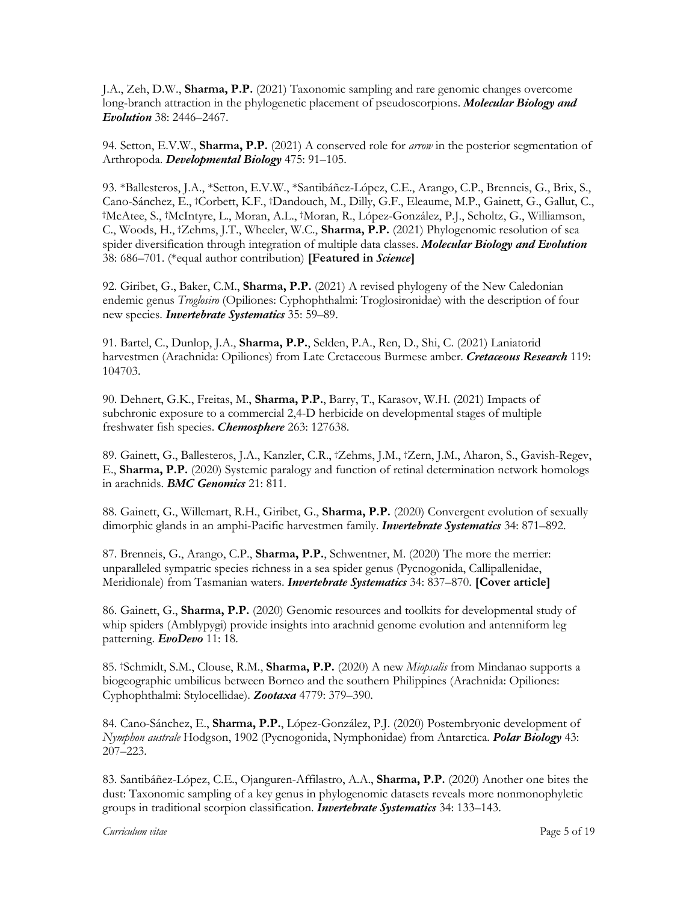J.A., Zeh, D.W., **Sharma, P.P.** (2021) Taxonomic sampling and rare genomic changes overcome long-branch attraction in the phylogenetic placement of pseudoscorpions. ***Molecular Biology and Evolution*** 38: 2446–2467.

94. Setton, E.V.W., **Sharma, P.P.** (2021) A conserved role for *arrow* in the posterior segmentation of Arthropoda. ***Developmental Biology*** 475: 91–105.

93. *Ballesteros, J.A., *Setton, E.V.W., *Santibáñez-López, C.E., Arango, C.P., Brenneis, G., Brix, S., Cano-Sánchez, E., †Corbett, K.F., †Dandouch, M., Dilly, G.F., Eleaume, M.P., Gainett, G., Gallut, C., †McAtee, S., †McIntyre, L., Moran, A.L., †Moran, R., López-González, P.J., Scholtz, G., Williamson, C., Woods, H., †Zehms, J.T., Wheeler, W.C., **Sharma, P.P.** (2021) Phylogenomic resolution of sea spider diversification through integration of multiple data classes. ***Molecular Biology and Evolution*** 38: 686–701. (*equal author contribution) **[Featured in *Science*]**

92. Giribet, G., Baker, C.M., **Sharma, P.P.** (2021) A revised phylogeny of the New Caledonian endemic genus *Troglosiro* (Opiliones: Cyphophthalmi: Troglosironidae) with the description of four new species. ***Invertebrate Systematics*** 35: 59–89.

91. Bartel, C., Dunlop, J.A., **Sharma, P.P.**, Selden, P.A., Ren, D., Shi, C. (2021) Laniatorid harvestmen (Arachnida: Opiliones) from Late Cretaceous Burmese amber. ***Cretaceous Research*** 119: 104703.

90. Dehnert, G.K., Freitas, M., **Sharma, P.P.**, Barry, T., Karasov, W.H. (2021) Impacts of subchronic exposure to a commercial 2,4-D herbicide on developmental stages of multiple freshwater fish species. ***Chemosphere*** 263: 127638.

89. Gainett, G., Ballesteros, J.A., Kanzler, C.R., †Zehms, J.M., †Zern, J.M., Aharon, S., Gavish-Regev, E., **Sharma, P.P.** (2020) Systemic paralogy and function of retinal determination network homologs in arachnids. ***BMC Genomics*** 21: 811.

88. Gainett, G., Willemart, R.H., Giribet, G., **Sharma, P.P.** (2020) Convergent evolution of sexually dimorphic glands in an amphi-Pacific harvestmen family. ***Invertebrate Systematics*** 34: 871–892.

87. Brenneis, G., Arango, C.P., **Sharma, P.P.**, Schwentner, M. (2020) The more the merrier: unparalleled sympatric species richness in a sea spider genus (Pycnogonida, Callipallenidae, Meridionale) from Tasmanian waters. ***Invertebrate Systematics*** 34: 837–870. **[Cover article]**

86. Gainett, G., **Sharma, P.P.** (2020) Genomic resources and toolkits for developmental study of whip spiders (Amblypygi) provide insights into arachnid genome evolution and antenniform leg patterning. ***EvoDevo*** 11: 18.

85. †Schmidt, S.M., Clouse, R.M., **Sharma, P.P.** (2020) A new *Miopsalis* from Mindanao supports a biogeographic umbilicus between Borneo and the southern Philippines (Arachnida: Opiliones: Cyphophthalmi: Stylocellidae). ***Zootaxa*** 4779: 379–390.

84. Cano-Sánchez, E., **Sharma, P.P.**, López-González, P.J. (2020) Postembryonic development of *Nymphon australe* Hodgson, 1902 (Pycnogonida, Nymphonidae) from Antarctica. ***Polar Biology*** 43: 207–223.

83. Santibáñez-López, C.E., Ojanguren-Affilastro, A.A., **Sharma, P.P.** (2020) Another one bites the dust: Taxonomic sampling of a key genus in phylogenomic datasets reveals more nonmonophyletic groups in traditional scorpion classification. ***Invertebrate Systematics*** 34: 133–143.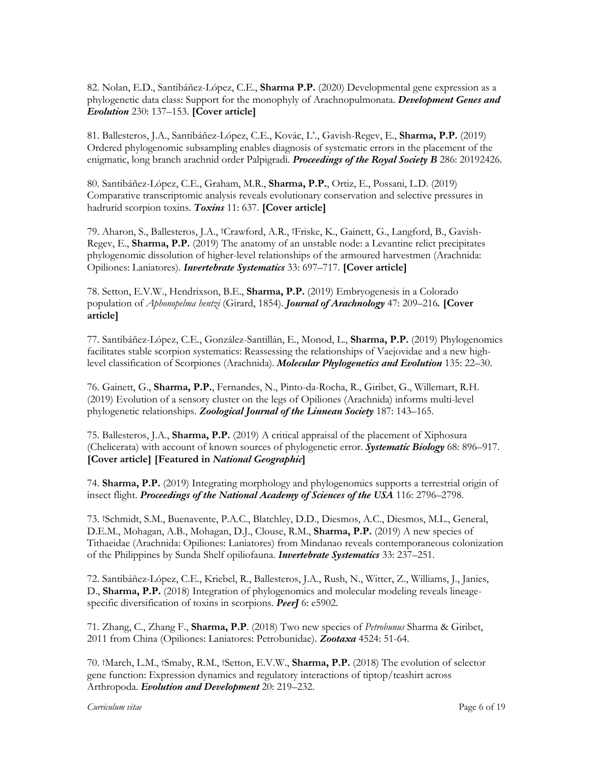82. Nolan, E.D., Santibáñez-López, C.E., **Sharma P.P.** (2020) Developmental gene expression as a phylogenetic data class: Support for the monophyly of Arachnopulmonata. ***Development Genes and Evolution*** 230: 137–153. **[Cover article]**

81. Ballesteros, J.A., Santibáñez-López, C.E., Kovác, L'., Gavish-Regev, E., **Sharma, P.P.** (2019) Ordered phylogenomic subsampling enables diagnosis of systematic errors in the placement of the enigmatic, long branch arachnid order Palpigradi. ***Proceedings of the Royal Society B*** 286: 20192426.

80. Santibáñez-López, C.E., Graham, M.R., **Sharma, P.P.**, Ortiz, E., Possani, L.D. (2019) Comparative transcriptomic analysis reveals evolutionary conservation and selective pressures in hadrurid scorpion toxins. ***Toxins*** 11: 637. **[Cover article]**

79. Aharon, S., Ballesteros, J.A., †Crawford, A.R., †Friske, K., Gainett, G., Langford, B., Gavish-Regev, E., **Sharma, P.P.** (2019) The anatomy of an unstable node: a Levantine relict precipitates phylogenomic dissolution of higher-level relationships of the armoured harvestmen (Arachnida: Opiliones: Laniatores). ***Invertebrate Systematics*** 33: 697–717. **[Cover article]**

78. Setton, E.V.W., Hendrixson, B.E., **Sharma, P.P.** (2019) Embryogenesis in a Colorado population of *Aphonopelma hentzi* (Girard, 1854). ***Journal of Arachnology*** 47: 209–216. **[Cover article]**

77. Santibáñez-López, C.E., González-Santillán, E., Monod, L., **Sharma, P.P.** (2019) Phylogenomics facilitates stable scorpion systematics: Reassessing the relationships of Vaejovidae and a new high-level classification of Scorpiones (Arachnida). ***Molecular Phylogenetics and Evolution*** 135: 22–30.

76. Gainett, G., **Sharma, P.P.**, Fernandes, N., Pinto-da-Rocha, R., Giribet, G., Willemart, R.H. (2019) Evolution of a sensory cluster on the legs of Opiliones (Arachnida) informs multi-level phylogenetic relationships. ***Zoological Journal of the Linnean Society*** 187: 143–165.

75. Ballesteros, J.A., **Sharma, P.P.** (2019) A critical appraisal of the placement of Xiphosura (Chelicerata) with account of known sources of phylogenetic error. ***Systematic Biology*** 68: 896–917. **[Cover article] [Featured in *National Geographic*]**

74. **Sharma, P.P.** (2019) Integrating morphology and phylogenomics supports a terrestrial origin of insect flight. ***Proceedings of the National Academy of Sciences of the USA*** 116: 2796–2798.

73. †Schmidt, S.M., Buenavente, P.A.C., Blatchley, D.D., Diesmos, A.C., Diesmos, M.L., General, D.E.M., Mohagan, A.B., Mohagan, D.J., Clouse, R.M., **Sharma, P.P.** (2019) A new species of Tithaeidae (Arachnida: Opiliones: Laniatores) from Mindanao reveals contemporaneous colonization of the Philippines by Sunda Shelf opiliofauna. ***Invertebrate Systematics*** 33: 237–251.

72. Santibáñez-López, C.E., Kriebel, R., Ballesteros, J.A., Rush, N., Witter, Z., Williams, J., Janies, D., **Sharma, P.P.** (2018) Integration of phylogenomics and molecular modeling reveals lineage-specific diversification of toxins in scorpions. ***PeerJ*** 6: e5902.

71. Zhang, C., Zhang F., **Sharma, P.P**. (2018) Two new species of *Petrobunus* Sharma & Giribet, 2011 from China (Opiliones: Laniatores: Petrobunidae). ***Zootaxa*** 4524: 51-64.

70. †March, L.M., †Smaby, R.M., †Setton, E.V.W., **Sharma, P.P.** (2018) The evolution of selector gene function: Expression dynamics and regulatory interactions of tiptop/teashirt across Arthropoda. ***Evolution and Development*** 20: 219–232.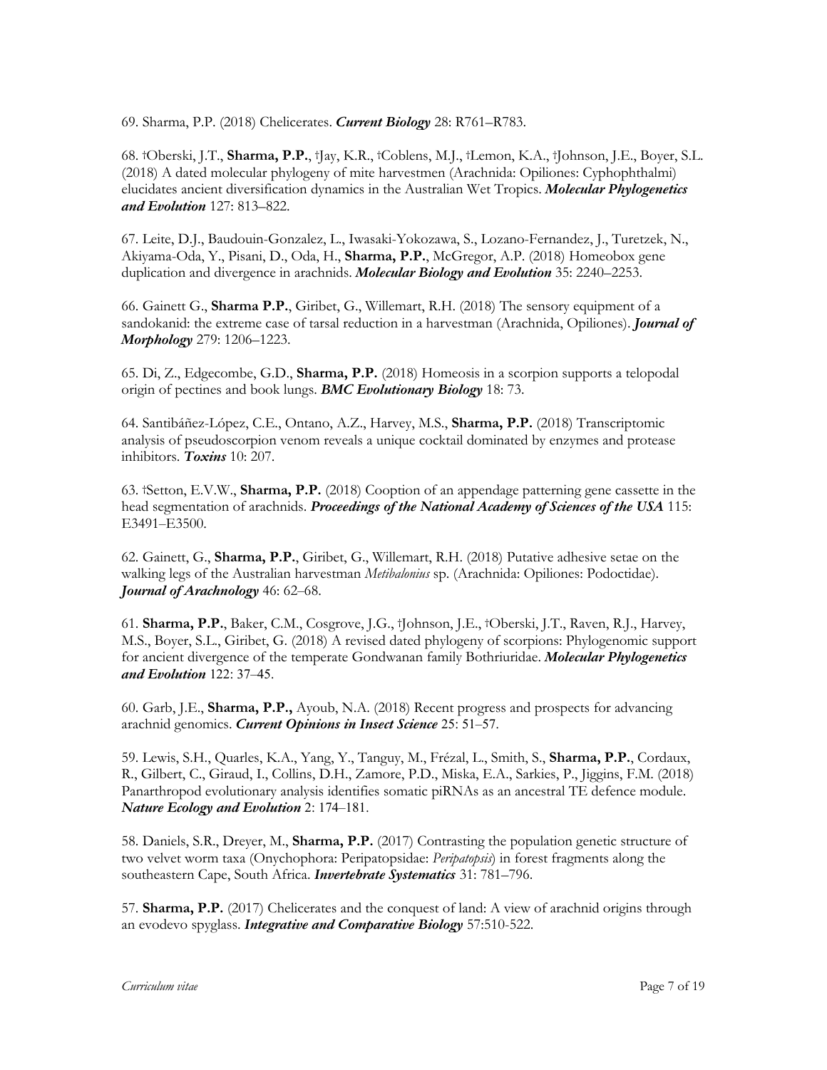69. Sharma, P.P. (2018) Chelicerates. ***Current Biology*** 28: R761–R783.

68. †Oberski, J.T., **Sharma, P.P.**, †Jay, K.R., †Coblens, M.J., †Lemon, K.A., †Johnson, J.E., Boyer, S.L. (2018) A dated molecular phylogeny of mite harvestmen (Arachnida: Opiliones: Cyphophthalmi) elucidates ancient diversification dynamics in the Australian Wet Tropics. ***Molecular Phylogenetics and Evolution*** 127: 813–822.

67. Leite, D.J., Baudouin-Gonzalez, L., Iwasaki-Yokozawa, S., Lozano-Fernandez, J., Turetzek, N., Akiyama-Oda, Y., Pisani, D., Oda, H., **Sharma, P.P.**, McGregor, A.P. (2018) Homeobox gene duplication and divergence in arachnids. ***Molecular Biology and Evolution*** 35: 2240–2253.

66. Gainett G., **Sharma P.P.**, Giribet, G., Willemart, R.H. (2018) The sensory equipment of a sandokanid: the extreme case of tarsal reduction in a harvestman (Arachnida, Opiliones). ***Journal of Morphology*** 279: 1206–1223.

65. Di, Z., Edgecombe, G.D., **Sharma, P.P.** (2018) Homeosis in a scorpion supports a telopodal origin of pectines and book lungs. ***BMC Evolutionary Biology*** 18: 73.

64. Santibáñez-López, C.E., Ontano, A.Z., Harvey, M.S., **Sharma, P.P.** (2018) Transcriptomic analysis of pseudoscorpion venom reveals a unique cocktail dominated by enzymes and protease inhibitors. ***Toxins*** 10: 207.

63. †Setton, E.V.W., **Sharma, P.P.** (2018) Cooption of an appendage patterning gene cassette in the head segmentation of arachnids. ***Proceedings of the National Academy of Sciences of the USA*** 115: E3491–E3500.

62. Gainett, G., **Sharma, P.P.**, Giribet, G., Willemart, R.H. (2018) Putative adhesive setae on the walking legs of the Australian harvestman *Metibalonius* sp. (Arachnida: Opiliones: Podoctidae). ***Journal of Arachnology*** 46: 62–68.

61. **Sharma, P.P.**, Baker, C.M., Cosgrove, J.G., †Johnson, J.E., †Oberski, J.T., Raven, R.J., Harvey, M.S., Boyer, S.L., Giribet, G. (2018) A revised dated phylogeny of scorpions: Phylogenomic support for ancient divergence of the temperate Gondwanan family Bothriuridae. ***Molecular Phylogenetics and Evolution*** 122: 37–45.

60. Garb, J.E., **Sharma, P.P.,** Ayoub, N.A. (2018) Recent progress and prospects for advancing arachnid genomics. ***Current Opinions in Insect Science*** 25: 51–57.

59. Lewis, S.H., Quarles, K.A., Yang, Y., Tanguy, M., Frézal, L., Smith, S., **Sharma, P.P.**, Cordaux, R., Gilbert, C., Giraud, I., Collins, D.H., Zamore, P.D., Miska, E.A., Sarkies, P., Jiggins, F.M. (2018) Panarthropod evolutionary analysis identifies somatic piRNAs as an ancestral TE defence module. ***Nature Ecology and Evolution*** 2: 174–181.

58. Daniels, S.R., Dreyer, M., **Sharma, P.P.** (2017) Contrasting the population genetic structure of two velvet worm taxa (Onychophora: Peripatopsidae: *Peripatopsis*) in forest fragments along the southeastern Cape, South Africa. ***Invertebrate Systematics*** 31: 781–796.

57. **Sharma, P.P.** (2017) Chelicerates and the conquest of land: A view of arachnid origins through an evodevo spyglass. ***Integrative and Comparative Biology*** 57:510-522.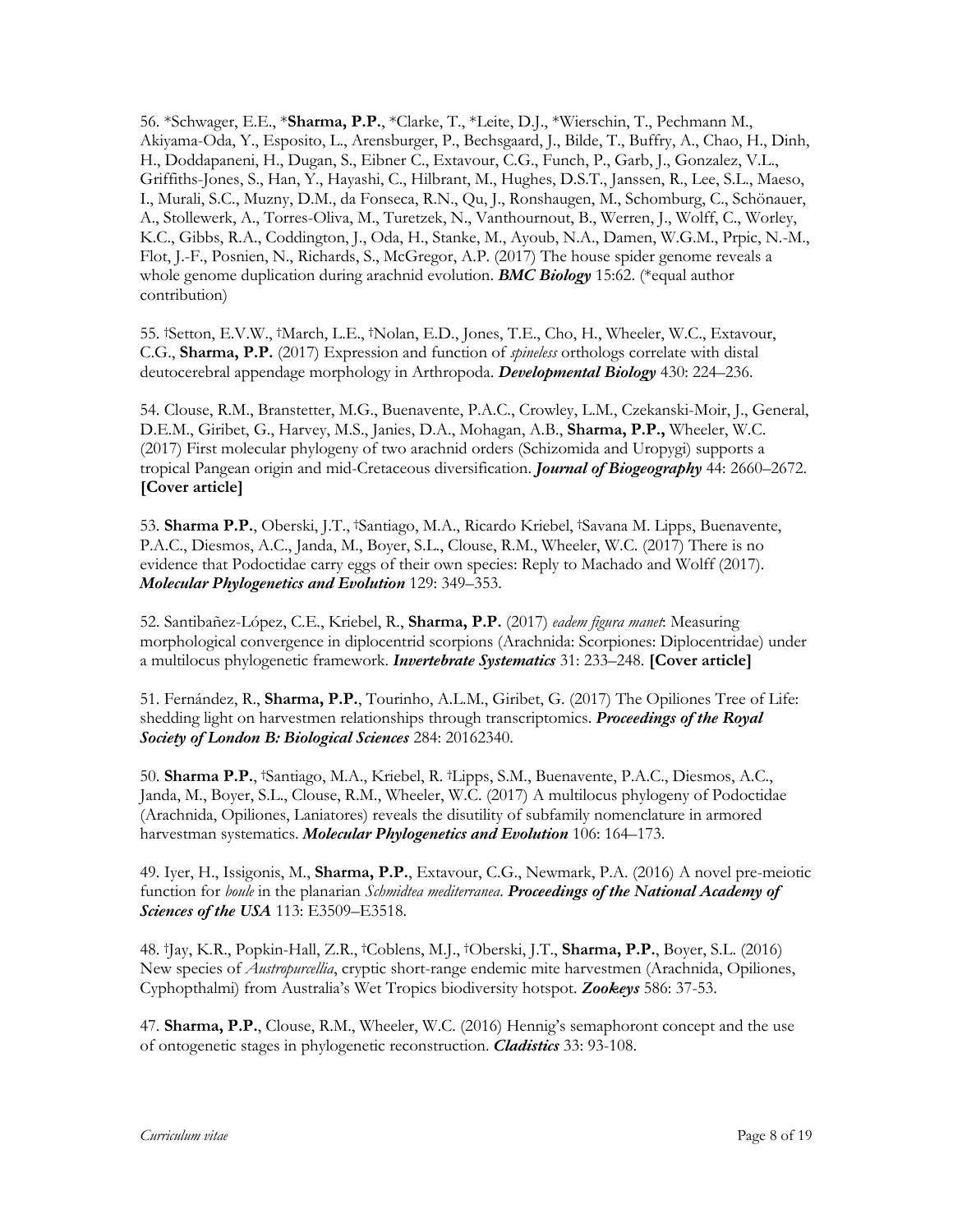56. *Schwager, E.E., ***Sharma, P.P.**, *Clarke, T., *Leite, D.J., *Wierschin, T., Pechmann M., Akiyama-Oda, Y., Esposito, L., Arensburger, P., Bechsgaard, J., Bilde, T., Buffry, A., Chao, H., Dinh, H., Doddapaneni, H., Dugan, S., Eibner C., Extavour, C.G., Funch, P., Garb, J., Gonzalez, V.L., Griffiths-Jones, S., Han, Y., Hayashi, C., Hilbrant, M., Hughes, D.S.T., Janssen, R., Lee, S.L., Maeso, I., Murali, S.C., Muzny, D.M., da Fonseca, R.N., Qu, J., Ronshaugen, M., Schomburg, C., Schönauer, A., Stollewerk, A., Torres-Oliva, M., Turetzek, N., Vanthournout, B., Werren, J., Wolff, C., Worley, K.C., Gibbs, R.A., Coddington, J., Oda, H., Stanke, M., Ayoub, N.A., Damen, W.G.M., Prpic, N.-M., Flot, J.-F., Posnien, N., Richards, S., McGregor, A.P. (2017) The house spider genome reveals a whole genome duplication during arachnid evolution. ***BMC Biology*** 15:62. (*equal author contribution)

55. †Setton, E.V.W., †March, L.E., †Nolan, E.D., Jones, T.E., Cho, H., Wheeler, W.C., Extavour, C.G., **Sharma, P.P.** (2017) Expression and function of *spineless* orthologs correlate with distal deutocerebral appendage morphology in Arthropoda. ***Developmental Biology*** 430: 224–236.

54. Clouse, R.M., Branstetter, M.G., Buenavente, P.A.C., Crowley, L.M., Czekanski-Moir, J., General, D.E.M., Giribet, G., Harvey, M.S., Janies, D.A., Mohagan, A.B., **Sharma, P.P.,** Wheeler, W.C. (2017) First molecular phylogeny of two arachnid orders (Schizomida and Uropygi) supports a tropical Pangean origin and mid-Cretaceous diversification. ***Journal of Biogeography*** 44: 2660–2672. **[Cover article]**

53. **Sharma P.P.**, Oberski, J.T., †Santiago, M.A., Ricardo Kriebel, †Savana M. Lipps, Buenavente, P.A.C., Diesmos, A.C., Janda, M., Boyer, S.L., Clouse, R.M., Wheeler, W.C. (2017) There is no evidence that Podoctidae carry eggs of their own species: Reply to Machado and Wolff (2017). ***Molecular Phylogenetics and Evolution*** 129: 349–353.

52. Santibañez-López, C.E., Kriebel, R., **Sharma, P.P.** (2017) *eadem figura manet*: Measuring morphological convergence in diplocentrid scorpions (Arachnida: Scorpiones: Diplocentridae) under a multilocus phylogenetic framework. ***Invertebrate Systematics*** 31: 233–248. **[Cover article]**

51. Fernández, R., **Sharma, P.P.**, Tourinho, A.L.M., Giribet, G. (2017) The Opiliones Tree of Life: shedding light on harvestmen relationships through transcriptomics. ***Proceedings of the Royal Society of London B: Biological Sciences*** 284: 20162340.

50. **Sharma P.P.**, †Santiago, M.A., Kriebel, R. †Lipps, S.M., Buenavente, P.A.C., Diesmos, A.C., Janda, M., Boyer, S.L., Clouse, R.M., Wheeler, W.C. (2017) A multilocus phylogeny of Podoctidae (Arachnida, Opiliones, Laniatores) reveals the disutility of subfamily nomenclature in armored harvestman systematics. ***Molecular Phylogenetics and Evolution*** 106: 164–173.

49. Iyer, H., Issigonis, M., **Sharma, P.P.**, Extavour, C.G., Newmark, P.A. (2016) A novel pre-meiotic function for *boule* in the planarian *Schmidtea mediterranea*. ***Proceedings of the National Academy of Sciences of the USA*** 113: E3509–E3518.

48. †Jay, K.R., Popkin-Hall, Z.R., †Coblens, M.J., †Oberski, J.T., **Sharma, P.P.**, Boyer, S.L. (2016) New species of *Austropurcellia*, cryptic short-range endemic mite harvestmen (Arachnida, Opiliones, Cyphopthalmi) from Australia's Wet Tropics biodiversity hotspot. ***Zookeys*** 586: 37-53.

47. **Sharma, P.P.**, Clouse, R.M., Wheeler, W.C. (2016) Hennig's semaphoront concept and the use of ontogenetic stages in phylogenetic reconstruction. ***Cladistics*** 33: 93-108.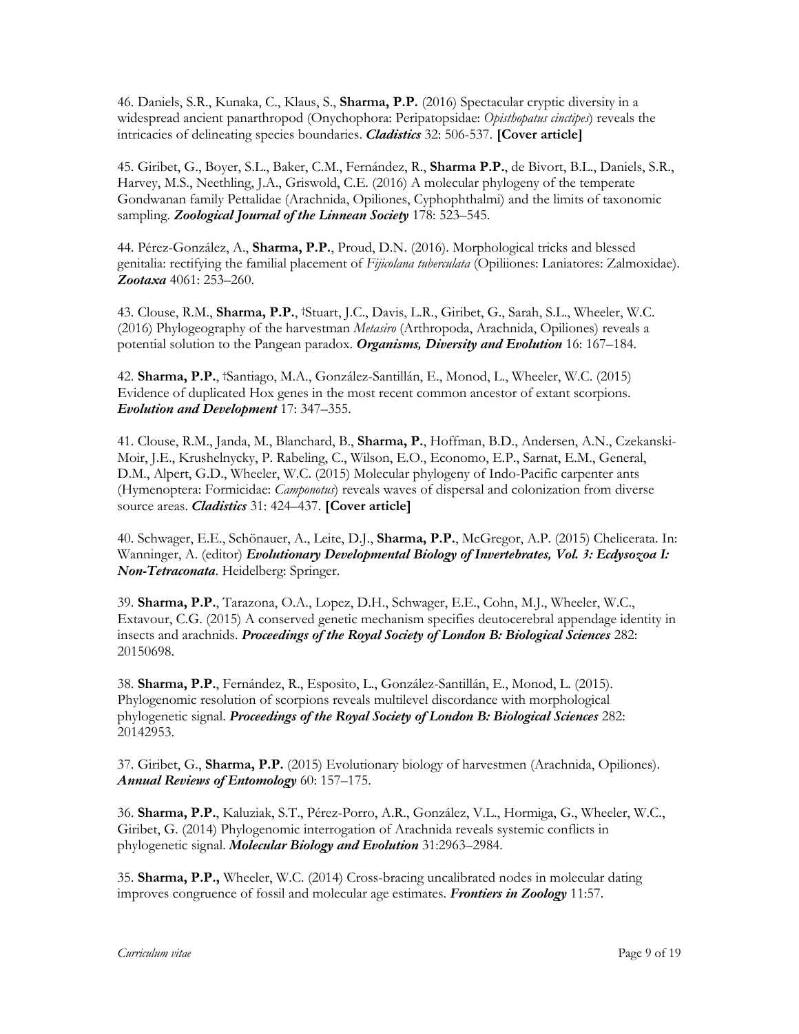46. Daniels, S.R., Kunaka, C., Klaus, S., **Sharma, P.P.** (2016) Spectacular cryptic diversity in a widespread ancient panarthropod (Onychophora: Peripatopsidae: *Opisthopatus cinctipes*) reveals the intricacies of delineating species boundaries. ***Cladistics*** 32: 506-537. **[Cover article]**

45. Giribet, G., Boyer, S.L., Baker, C.M., Fernández, R., **Sharma P.P.**, de Bivort, B.L., Daniels, S.R., Harvey, M.S., Neethling, J.A., Griswold, C.E. (2016) A molecular phylogeny of the temperate Gondwanan family Pettalidae (Arachnida, Opiliones, Cyphophthalmi) and the limits of taxonomic sampling. ***Zoological Journal of the Linnean Society*** 178: 523–545.

44. Pérez-González, A., **Sharma, P.P.**, Proud, D.N. (2016). Morphological tricks and blessed genitalia: rectifying the familial placement of *Fijicolana tuberculata* (Opiliiones: Laniatores: Zalmoxidae). ***Zootaxa*** 4061: 253–260.

43. Clouse, R.M., **Sharma, P.P.**, †Stuart, J.C., Davis, L.R., Giribet, G., Sarah, S.L., Wheeler, W.C. (2016) Phylogeography of the harvestman *Metasiro* (Arthropoda, Arachnida, Opiliones) reveals a potential solution to the Pangean paradox. ***Organisms, Diversity and Evolution*** 16: 167–184.

42. **Sharma, P.P.**, †Santiago, M.A., González-Santillán, E., Monod, L., Wheeler, W.C. (2015) Evidence of duplicated Hox genes in the most recent common ancestor of extant scorpions. ***Evolution and Development*** 17: 347–355.

41. Clouse, R.M., Janda, M., Blanchard, B., **Sharma, P.**, Hoffman, B.D., Andersen, A.N., Czekanski-Moir, J.E., Krushelnycky, P. Rabeling, C., Wilson, E.O., Economo, E.P., Sarnat, E.M., General, D.M., Alpert, G.D., Wheeler, W.C. (2015) Molecular phylogeny of Indo-Pacific carpenter ants (Hymenoptera: Formicidae: *Camponotus*) reveals waves of dispersal and colonization from diverse source areas. ***Cladistics*** 31: 424–437. **[Cover article]**

40. Schwager, E.E., Schönauer, A., Leite, D.J., **Sharma, P.P.**, McGregor, A.P. (2015) Chelicerata. In: Wanninger, A. (editor) ***Evolutionary Developmental Biology of Invertebrates, Vol. 3: Ecdysozoa I: Non-Tetraconata***. Heidelberg: Springer.

39. **Sharma, P.P.**, Tarazona, O.A., Lopez, D.H., Schwager, E.E., Cohn, M.J., Wheeler, W.C., Extavour, C.G. (2015) A conserved genetic mechanism specifies deutocerebral appendage identity in insects and arachnids. ***Proceedings of the Royal Society of London B: Biological Sciences*** 282: 20150698.

38. **Sharma, P.P.**, Fernández, R., Esposito, L., González-Santillán, E., Monod, L. (2015). Phylogenomic resolution of scorpions reveals multilevel discordance with morphological phylogenetic signal. ***Proceedings of the Royal Society of London B: Biological Sciences*** 282: 20142953.

37. Giribet, G., **Sharma, P.P.** (2015) Evolutionary biology of harvestmen (Arachnida, Opiliones). ***Annual Reviews of Entomology*** 60: 157–175.

36. **Sharma, P.P.**, Kaluziak, S.T., Pérez-Porro, A.R., González, V.L., Hormiga, G., Wheeler, W.C., Giribet, G. (2014) Phylogenomic interrogation of Arachnida reveals systemic conflicts in phylogenetic signal. ***Molecular Biology and Evolution*** 31:2963–2984.

35. **Sharma, P.P.,** Wheeler, W.C. (2014) Cross-bracing uncalibrated nodes in molecular dating improves congruence of fossil and molecular age estimates. ***Frontiers in Zoology*** 11:57.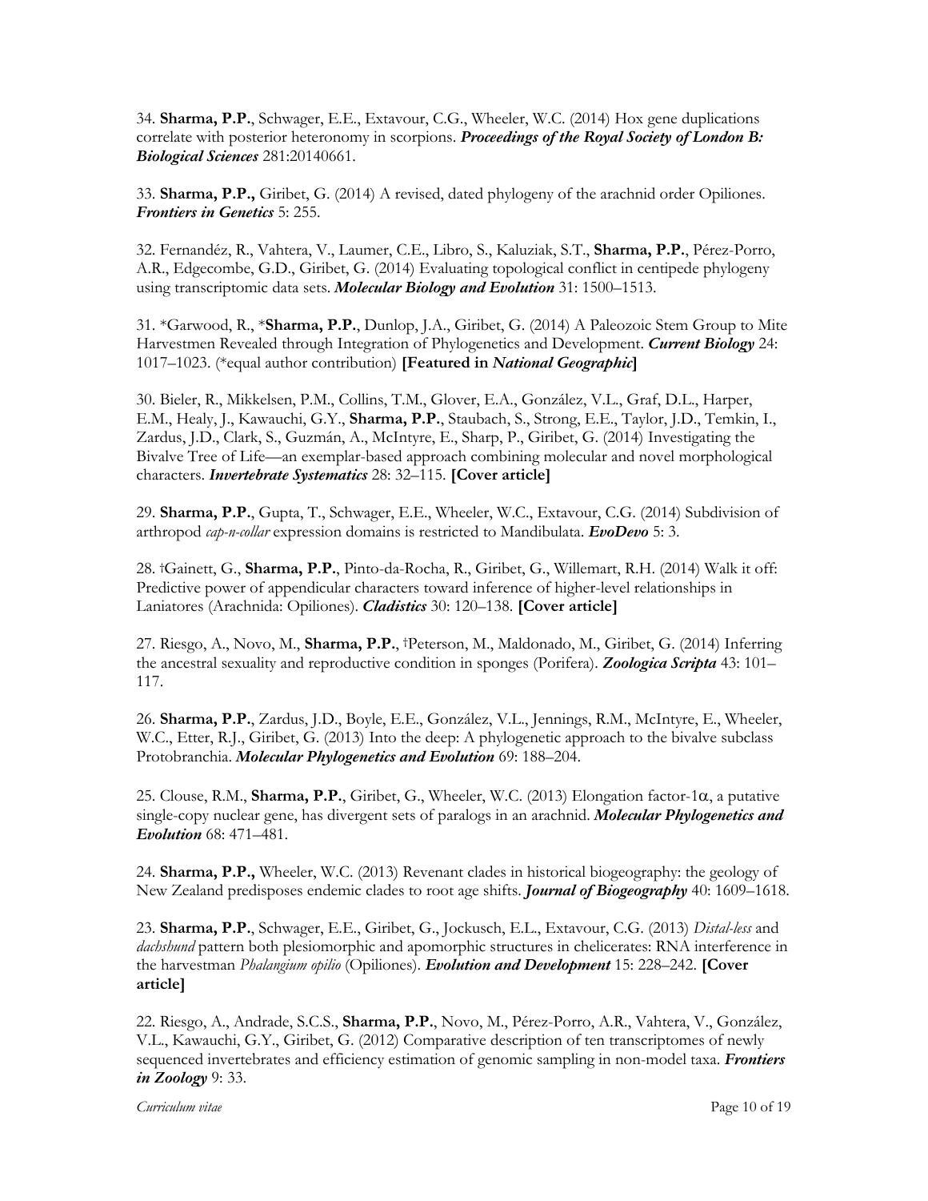34. **Sharma, P.P.**, Schwager, E.E., Extavour, C.G., Wheeler, W.C. (2014) Hox gene duplications correlate with posterior heteronomy in scorpions. ***Proceedings of the Royal Society of London B: Biological Sciences*** 281:20140661.

33. **Sharma, P.P.,** Giribet, G. (2014) A revised, dated phylogeny of the arachnid order Opiliones. ***Frontiers in Genetics*** 5: 255.

32. Fernandéz, R., Vahtera, V., Laumer, C.E., Libro, S., Kaluziak, S.T., **Sharma, P.P.**, Pérez-Porro, A.R., Edgecombe, G.D., Giribet, G. (2014) Evaluating topological conflict in centipede phylogeny using transcriptomic data sets. ***Molecular Biology and Evolution*** 31: 1500–1513.

31. *Garwood, R., ***Sharma, P.P.**, Dunlop, J.A., Giribet, G. (2014) A Paleozoic Stem Group to Mite Harvestmen Revealed through Integration of Phylogenetics and Development. ***Current Biology*** 24: 1017–1023. (*equal author contribution) **[Featured in *National Geographic*]**

30. Bieler, R., Mikkelsen, P.M., Collins, T.M., Glover, E.A., González, V.L., Graf, D.L., Harper, E.M., Healy, J., Kawauchi, G.Y., **Sharma, P.P.**, Staubach, S., Strong, E.E., Taylor, J.D., Temkin, I., Zardus, J.D., Clark, S., Guzmán, A., McIntyre, E., Sharp, P., Giribet, G. (2014) Investigating the Bivalve Tree of Life—an exemplar-based approach combining molecular and novel morphological characters. ***Invertebrate Systematics*** 28: 32–115. **[Cover article]**

29. **Sharma, P.P.**, Gupta, T., Schwager, E.E., Wheeler, W.C., Extavour, C.G. (2014) Subdivision of arthropod *cap-n-collar* expression domains is restricted to Mandibulata. ***EvoDevo*** 5: 3.

28. †Gainett, G., **Sharma, P.P.**, Pinto-da-Rocha, R., Giribet, G., Willemart, R.H. (2014) Walk it off: Predictive power of appendicular characters toward inference of higher-level relationships in Laniatores (Arachnida: Opiliones). ***Cladistics*** 30: 120–138. **[Cover article]**

27. Riesgo, A., Novo, M., **Sharma, P.P.**, †Peterson, M., Maldonado, M., Giribet, G. (2014) Inferring the ancestral sexuality and reproductive condition in sponges (Porifera). ***Zoologica Scripta*** 43: 101–117.

26. **Sharma, P.P.**, Zardus, J.D., Boyle, E.E., González, V.L., Jennings, R.M., McIntyre, E., Wheeler, W.C., Etter, R.J., Giribet, G. (2013) Into the deep: A phylogenetic approach to the bivalve subclass Protobranchia. ***Molecular Phylogenetics and Evolution*** 69: 188–204.

25. Clouse, R.M., **Sharma, P.P.**, Giribet, G., Wheeler, W.C. (2013) Elongation factor-1α, a putative single-copy nuclear gene, has divergent sets of paralogs in an arachnid. ***Molecular Phylogenetics and Evolution*** 68: 471–481.

24. **Sharma, P.P.,** Wheeler, W.C. (2013) Revenant clades in historical biogeography: the geology of New Zealand predisposes endemic clades to root age shifts. ***Journal of Biogeography*** 40: 1609–1618.

23. **Sharma, P.P.**, Schwager, E.E., Giribet, G., Jockusch, E.L., Extavour, C.G. (2013) *Distal-less* and *dachshund* pattern both plesiomorphic and apomorphic structures in chelicerates: RNA interference in the harvestman *Phalangium opilio* (Opiliones). ***Evolution and Development*** 15: 228–242. **[Cover article]**

22. Riesgo, A., Andrade, S.C.S., **Sharma, P.P.**, Novo, M., Pérez-Porro, A.R., Vahtera, V., González, V.L., Kawauchi, G.Y., Giribet, G. (2012) Comparative description of ten transcriptomes of newly sequenced invertebrates and efficiency estimation of genomic sampling in non-model taxa. ***Frontiers in Zoology*** 9: 33.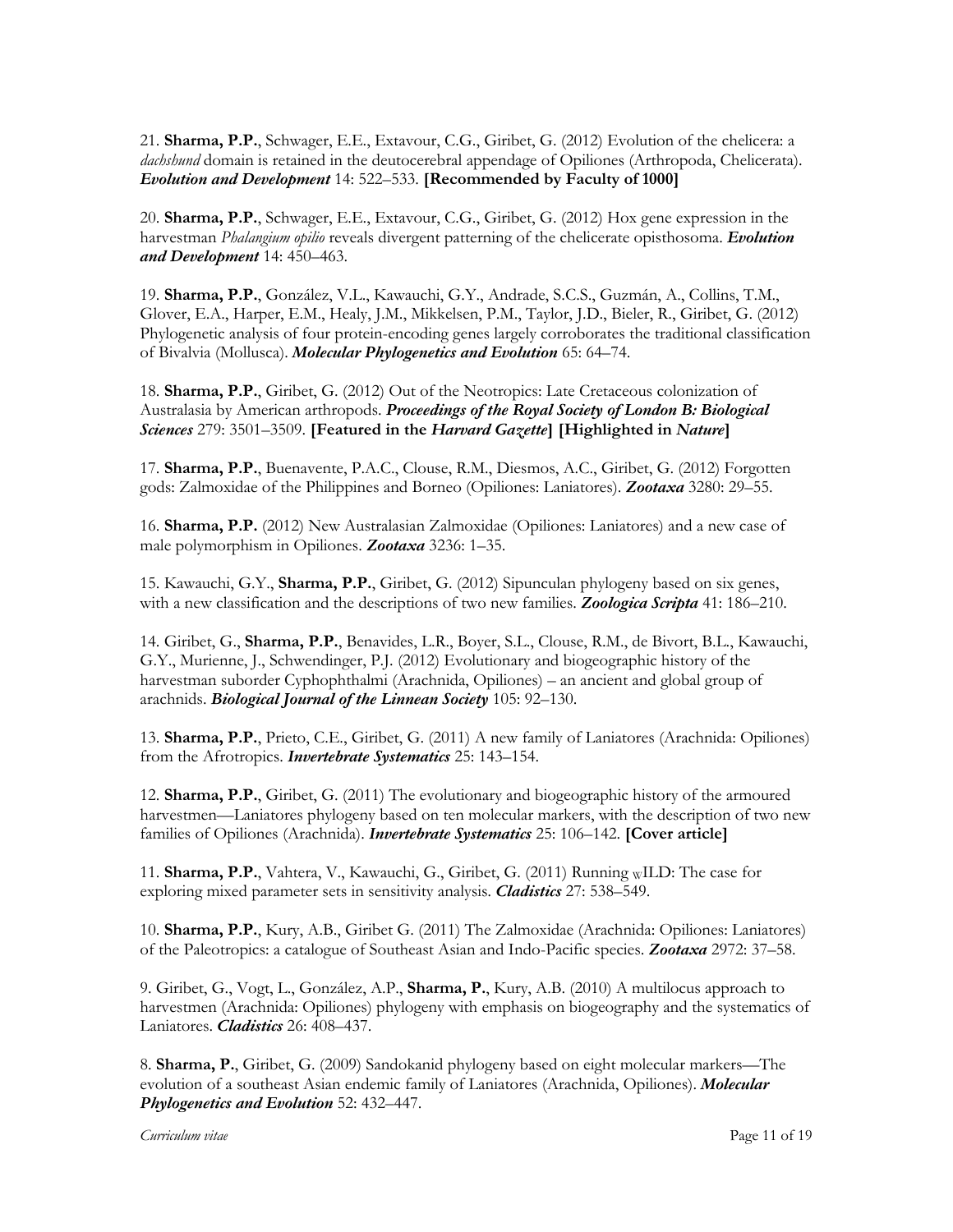21. **Sharma, P.P.**, Schwager, E.E., Extavour, C.G., Giribet, G. (2012) Evolution of the chelicera: a *dachshund* domain is retained in the deutocerebral appendage of Opiliones (Arthropoda, Chelicerata). ***Evolution and Development*** 14: 522–533. **[Recommended by Faculty of 1000]**

20. **Sharma, P.P.**, Schwager, E.E., Extavour, C.G., Giribet, G. (2012) Hox gene expression in the harvestman *Phalangium opilio* reveals divergent patterning of the chelicerate opisthosoma. ***Evolution and Development*** 14: 450–463.

19. **Sharma, P.P.**, González, V.L., Kawauchi, G.Y., Andrade, S.C.S., Guzmán, A., Collins, T.M., Glover, E.A., Harper, E.M., Healy, J.M., Mikkelsen, P.M., Taylor, J.D., Bieler, R., Giribet, G. (2012) Phylogenetic analysis of four protein-encoding genes largely corroborates the traditional classification of Bivalvia (Mollusca). ***Molecular Phylogenetics and Evolution*** 65: 64–74.

18. **Sharma, P.P.**, Giribet, G. (2012) Out of the Neotropics: Late Cretaceous colonization of Australasia by American arthropods. ***Proceedings of the Royal Society of London B: Biological Sciences*** 279: 3501–3509. **[Featured in the *Harvard Gazette*] [Highlighted in *Nature*]**

17. **Sharma, P.P.**, Buenavente, P.A.C., Clouse, R.M., Diesmos, A.C., Giribet, G. (2012) Forgotten gods: Zalmoxidae of the Philippines and Borneo (Opiliones: Laniatores). ***Zootaxa*** 3280: 29–55.

16. **Sharma, P.P.** (2012) New Australasian Zalmoxidae (Opiliones: Laniatores) and a new case of male polymorphism in Opiliones. ***Zootaxa*** 3236: 1–35.

15. Kawauchi, G.Y., **Sharma, P.P.**, Giribet, G. (2012) Sipunculan phylogeny based on six genes, with a new classification and the descriptions of two new families. ***Zoologica Scripta*** 41: 186–210.

14. Giribet, G., **Sharma, P.P.**, Benavides, L.R., Boyer, S.L., Clouse, R.M., de Bivort, B.L., Kawauchi, G.Y., Murienne, J., Schwendinger, P.J. (2012) Evolutionary and biogeographic history of the harvestman suborder Cyphophthalmi (Arachnida, Opiliones) – an ancient and global group of arachnids. ***Biological Journal of the Linnean Society*** 105: 92–130.

13. **Sharma, P.P.**, Prieto, C.E., Giribet, G. (2011) A new family of Laniatores (Arachnida: Opiliones) from the Afrotropics. ***Invertebrate Systematics*** 25: 143–154.

12. **Sharma, P.P.**, Giribet, G. (2011) The evolutionary and biogeographic history of the armoured harvestmen—Laniatores phylogeny based on ten molecular markers, with the description of two new families of Opiliones (Arachnida). ***Invertebrate Systematics*** 25: 106–142. **[Cover article]**

11. **Sharma, P.P.**, Vahtera, V., Kawauchi, G., Giribet, G. (2011) Running $_{W}$ILD: The case for exploring mixed parameter sets in sensitivity analysis. ***Cladistics*** 27: 538–549.

10. **Sharma, P.P.**, Kury, A.B., Giribet G. (2011) The Zalmoxidae (Arachnida: Opiliones: Laniatores) of the Paleotropics: a catalogue of Southeast Asian and Indo-Pacific species. ***Zootaxa*** 2972: 37–58.

9. Giribet, G., Vogt, L., González, A.P., **Sharma, P.**, Kury, A.B. (2010) A multilocus approach to harvestmen (Arachnida: Opiliones) phylogeny with emphasis on biogeography and the systematics of Laniatores. ***Cladistics*** 26: 408–437.

8. **Sharma, P.**, Giribet, G. (2009) Sandokanid phylogeny based on eight molecular markers—The evolution of a southeast Asian endemic family of Laniatores (Arachnida, Opiliones). ***Molecular Phylogenetics and Evolution*** 52: 432–447.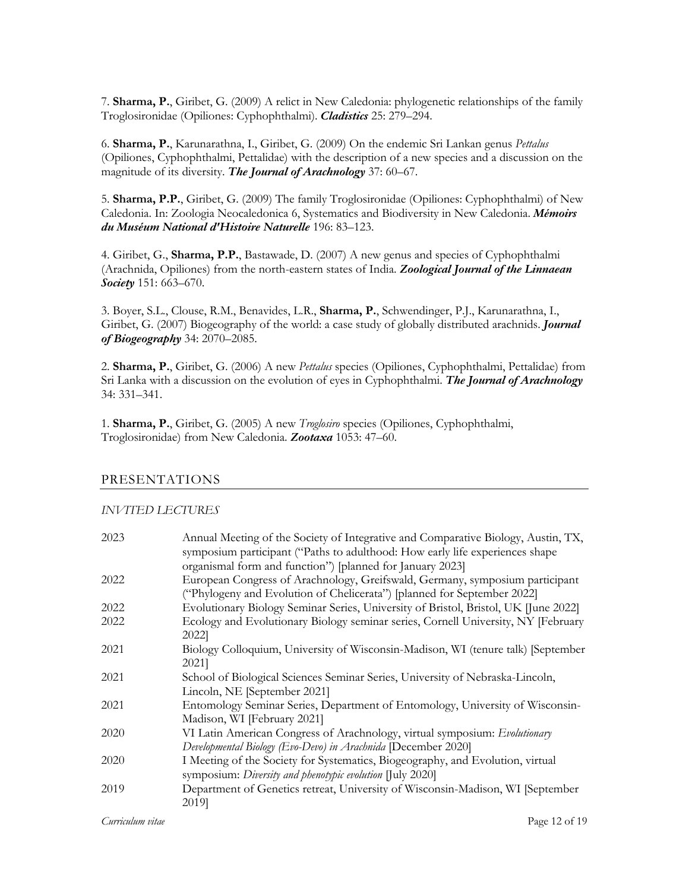7. **Sharma, P.**, Giribet, G. (2009) A relict in New Caledonia: phylogenetic relationships of the family Troglosironidae (Opiliones: Cyphophthalmi). ***Cladistics*** 25: 279–294.

6. **Sharma, P.**, Karunarathna, I., Giribet, G. (2009) On the endemic Sri Lankan genus *Pettalus* (Opiliones, Cyphophthalmi, Pettalidae) with the description of a new species and a discussion on the magnitude of its diversity. ***The Journal of Arachnology*** 37: 60–67.

5. **Sharma, P.P.**, Giribet, G. (2009) The family Troglosironidae (Opiliones: Cyphophthalmi) of New Caledonia. In: Zoologia Neocaledonica 6, Systematics and Biodiversity in New Caledonia. ***Mémoirs du Muséum National d'Histoire Naturelle*** 196: 83–123.

4. Giribet, G., **Sharma, P.P.**, Bastawade, D. (2007) A new genus and species of Cyphophthalmi (Arachnida, Opiliones) from the north-eastern states of India. ***Zoological Journal of the Linnaean Society*** 151: 663–670.

3. Boyer, S.L., Clouse, R.M., Benavides, L.R., **Sharma, P.**, Schwendinger, P.J., Karunarathna, I., Giribet, G. (2007) Biogeography of the world: a case study of globally distributed arachnids. ***Journal of Biogeography*** 34: 2070–2085.

2. **Sharma, P.**, Giribet, G. (2006) A new *Pettalus* species (Opiliones, Cyphophthalmi, Pettalidae) from Sri Lanka with a discussion on the evolution of eyes in Cyphophthalmi. ***The Journal of Arachnology*** 34: 331–341.

1. **Sharma, P.**, Giribet, G. (2005) A new *Troglosiro* species (Opiliones, Cyphophthalmi, Troglosironidae) from New Caledonia. ***Zootaxa*** 1053: 47–60.

## PRESENTATIONS

### *INVTED LECTURES*

| | |
|---|---|
| 2023 | Annual Meeting of the Society of Integrative and Comparative Biology, Austin, TX, symposium participant ("Paths to adulthood: How early life experiences shape organismal form and function") [planned for January 2023] |
| 2022 | European Congress of Arachnology, Greifswald, Germany, symposium participant ("Phylogeny and Evolution of Chelicerata") [planned for September 2022] |
| 2022 | Evolutionary Biology Seminar Series, University of Bristol, Bristol, UK [June 2022] |
| 2022 | Ecology and Evolutionary Biology seminar series, Cornell University, NY [February 2022] |
| 2021 | Biology Colloquium, University of Wisconsin-Madison, WI (tenure talk) [September 2021] |
| 2021 | School of Biological Sciences Seminar Series, University of Nebraska-Lincoln, Lincoln, NE [September 2021] |
| 2021 | Entomology Seminar Series, Department of Entomology, University of Wisconsin-Madison, WI [February 2021] |
| 2020 | VI Latin American Congress of Arachnology, virtual symposium: *Evolutionary Developmental Biology (Evo-Devo) in Arachnida* [December 2020] |
| 2020 | I Meeting of the Society for Systematics, Biogeography, and Evolution, virtual symposium: *Diversity and phenotypic evolution* [July 2020] |
| 2019 | Department of Genetics retreat, University of Wisconsin-Madison, WI [September 2019] |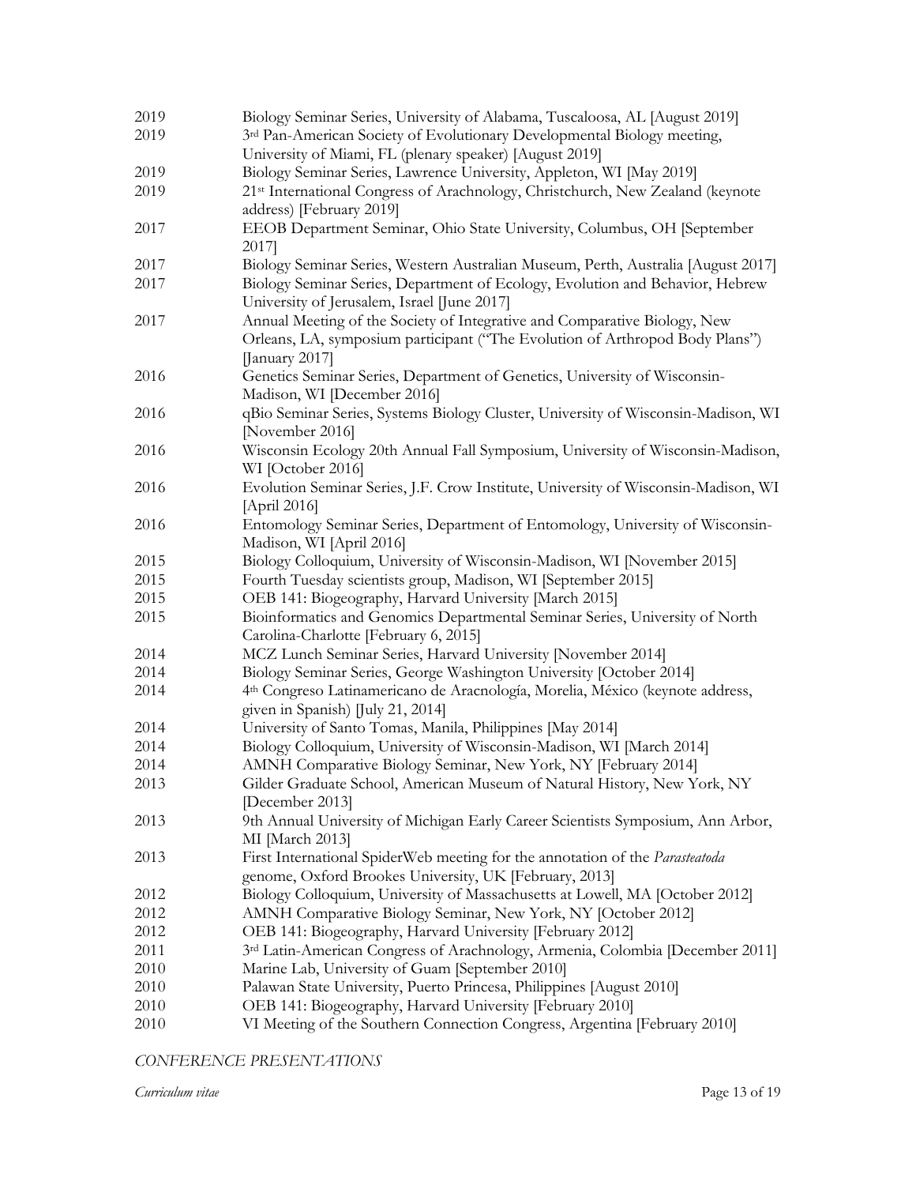| | |
|---|---|
| 2019 | Biology Seminar Series, University of Alabama, Tuscaloosa, AL [August 2019] |
| 2019 | 3rd Pan-American Society of Evolutionary Developmental Biology meeting, University of Miami, FL (plenary speaker) [August 2019] |
| 2019 | Biology Seminar Series, Lawrence University, Appleton, WI [May 2019] |
| 2019 | 21st International Congress of Arachnology, Christchurch, New Zealand (keynote address) [February 2019] |
| 2017 | EEOB Department Seminar, Ohio State University, Columbus, OH [September 2017] |
| 2017 | Biology Seminar Series, Western Australian Museum, Perth, Australia [August 2017] |
| 2017 | Biology Seminar Series, Department of Ecology, Evolution and Behavior, Hebrew University of Jerusalem, Israel [June 2017] |
| 2017 | Annual Meeting of the Society of Integrative and Comparative Biology, New Orleans, LA, symposium participant ("The Evolution of Arthropod Body Plans") [January 2017] |
| 2016 | Genetics Seminar Series, Department of Genetics, University of Wisconsin-Madison, WI [December 2016] |
| 2016 | qBio Seminar Series, Systems Biology Cluster, University of Wisconsin-Madison, WI [November 2016] |
| 2016 | Wisconsin Ecology 20th Annual Fall Symposium, University of Wisconsin-Madison, WI [October 2016] |
| 2016 | Evolution Seminar Series, J.F. Crow Institute, University of Wisconsin-Madison, WI [April 2016] |
| 2016 | Entomology Seminar Series, Department of Entomology, University of Wisconsin-Madison, WI [April 2016] |
| 2015 | Biology Colloquium, University of Wisconsin-Madison, WI [November 2015] |
| 2015 | Fourth Tuesday scientists group, Madison, WI [September 2015] |
| 2015 | OEB 141: Biogeography, Harvard University [March 2015] |
| 2015 | Bioinformatics and Genomics Departmental Seminar Series, University of North Carolina-Charlotte [February 6, 2015] |
| 2014 | MCZ Lunch Seminar Series, Harvard University [November 2014] |
| 2014 | Biology Seminar Series, George Washington University [October 2014] |
| 2014 | 4th Congreso Latinamericano de Aracnología, Morelia, México (keynote address, given in Spanish) [July 21, 2014] |
| 2014 | University of Santo Tomas, Manila, Philippines [May 2014] |
| 2014 | Biology Colloquium, University of Wisconsin-Madison, WI [March 2014] |
| 2014 | AMNH Comparative Biology Seminar, New York, NY [February 2014] |
| 2013 | Gilder Graduate School, American Museum of Natural History, New York, NY [December 2013] |
| 2013 | 9th Annual University of Michigan Early Career Scientists Symposium, Ann Arbor, MI [March 2013] |
| 2013 | First International SpiderWeb meeting for the annotation of the *Parasteatoda* genome, Oxford Brookes University, UK [February, 2013] |
| 2012 | Biology Colloquium, University of Massachusetts at Lowell, MA [October 2012] |
| 2012 | AMNH Comparative Biology Seminar, New York, NY [October 2012] |
| 2012 | OEB 141: Biogeography, Harvard University [February 2012] |
| 2011 | 3rd Latin-American Congress of Arachnology, Armenia, Colombia [December 2011] |
| 2010 | Marine Lab, University of Guam [September 2010] |
| 2010 | Palawan State University, Puerto Princesa, Philippines [August 2010] |
| 2010 | OEB 141: Biogeography, Harvard University [February 2010] |
| 2010 | VI Meeting of the Southern Connection Congress, Argentina [February 2010] |

*CONFERENCE PRESENTATIONS*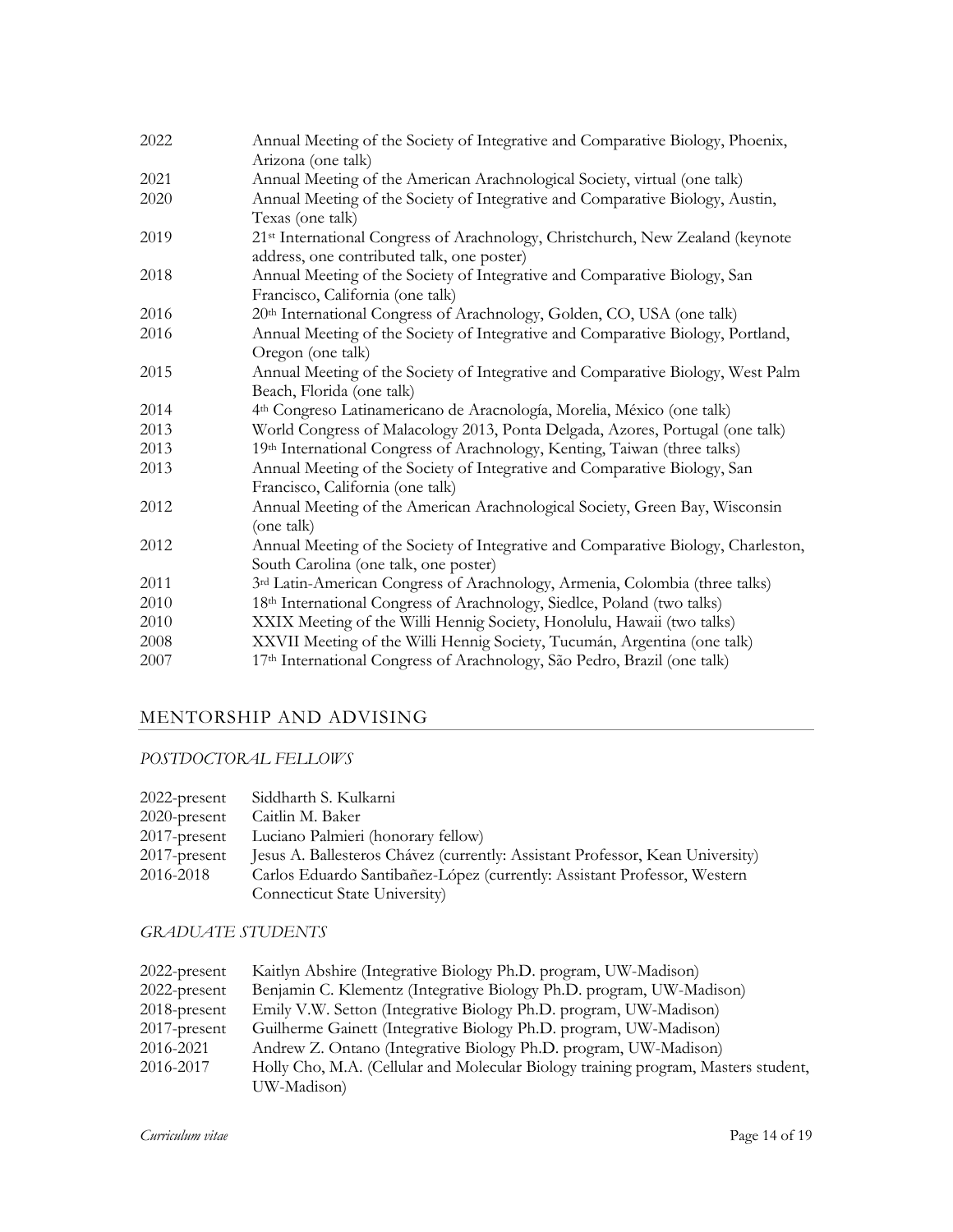| | |
|---|---|
| 2022 | Annual Meeting of the Society of Integrative and Comparative Biology, Phoenix, Arizona (one talk) |
| 2021 | Annual Meeting of the American Arachnological Society, virtual (one talk) |
| 2020 | Annual Meeting of the Society of Integrative and Comparative Biology, Austin, Texas (one talk) |
| 2019 | 21st International Congress of Arachnology, Christchurch, New Zealand (keynote address, one contributed talk, one poster) |
| 2018 | Annual Meeting of the Society of Integrative and Comparative Biology, San Francisco, California (one talk) |
| 2016 | 20th International Congress of Arachnology, Golden, CO, USA (one talk) |
| 2016 | Annual Meeting of the Society of Integrative and Comparative Biology, Portland, Oregon (one talk) |
| 2015 | Annual Meeting of the Society of Integrative and Comparative Biology, West Palm Beach, Florida (one talk) |
| 2014 | 4th Congreso Latinamericano de Aracnología, Morelia, México (one talk) |
| 2013 | World Congress of Malacology 2013, Ponta Delgada, Azores, Portugal (one talk) |
| 2013 | 19th International Congress of Arachnology, Kenting, Taiwan (three talks) |
| 2013 | Annual Meeting of the Society of Integrative and Comparative Biology, San Francisco, California (one talk) |
| 2012 | Annual Meeting of the American Arachnological Society, Green Bay, Wisconsin (one talk) |
| 2012 | Annual Meeting of the Society of Integrative and Comparative Biology, Charleston, South Carolina (one talk, one poster) |
| 2011 | 3rd Latin-American Congress of Arachnology, Armenia, Colombia (three talks) |
| 2010 | 18th International Congress of Arachnology, Siedlce, Poland (two talks) |
| 2010 | XXIX Meeting of the Willi Hennig Society, Honolulu, Hawaii (two talks) |
| 2008 | XXVII Meeting of the Willi Hennig Society, Tucumán, Argentina (one talk) |
| 2007 | 17th International Congress of Arachnology, São Pedro, Brazil (one talk) |

## MENTORSHIP AND ADVISING

### *POSTDOCTORAL FELLOWS*

| | |
|---|---|
| 2022-present | Siddharth S. Kulkarni |
| 2020-present | Caitlin M. Baker |
| 2017-present | Luciano Palmieri (honorary fellow) |
| 2017-present | Jesus A. Ballesteros Chávez (currently: Assistant Professor, Kean University) |
| 2016-2018 | Carlos Eduardo Santibañez-López (currently: Assistant Professor, Western Connecticut State University) |

### *GRADUATE STUDENTS*

| | |
|---|---|
| 2022-present | Kaitlyn Abshire (Integrative Biology Ph.D. program, UW-Madison) |
| 2022-present | Benjamin C. Klementz (Integrative Biology Ph.D. program, UW-Madison) |
| 2018-present | Emily V.W. Setton (Integrative Biology Ph.D. program, UW-Madison) |
| 2017-present | Guilherme Gainett (Integrative Biology Ph.D. program, UW-Madison) |
| 2016-2021 | Andrew Z. Ontano (Integrative Biology Ph.D. program, UW-Madison) |
| 2016-2017 | Holly Cho, M.A. (Cellular and Molecular Biology training program, Masters student, UW-Madison) |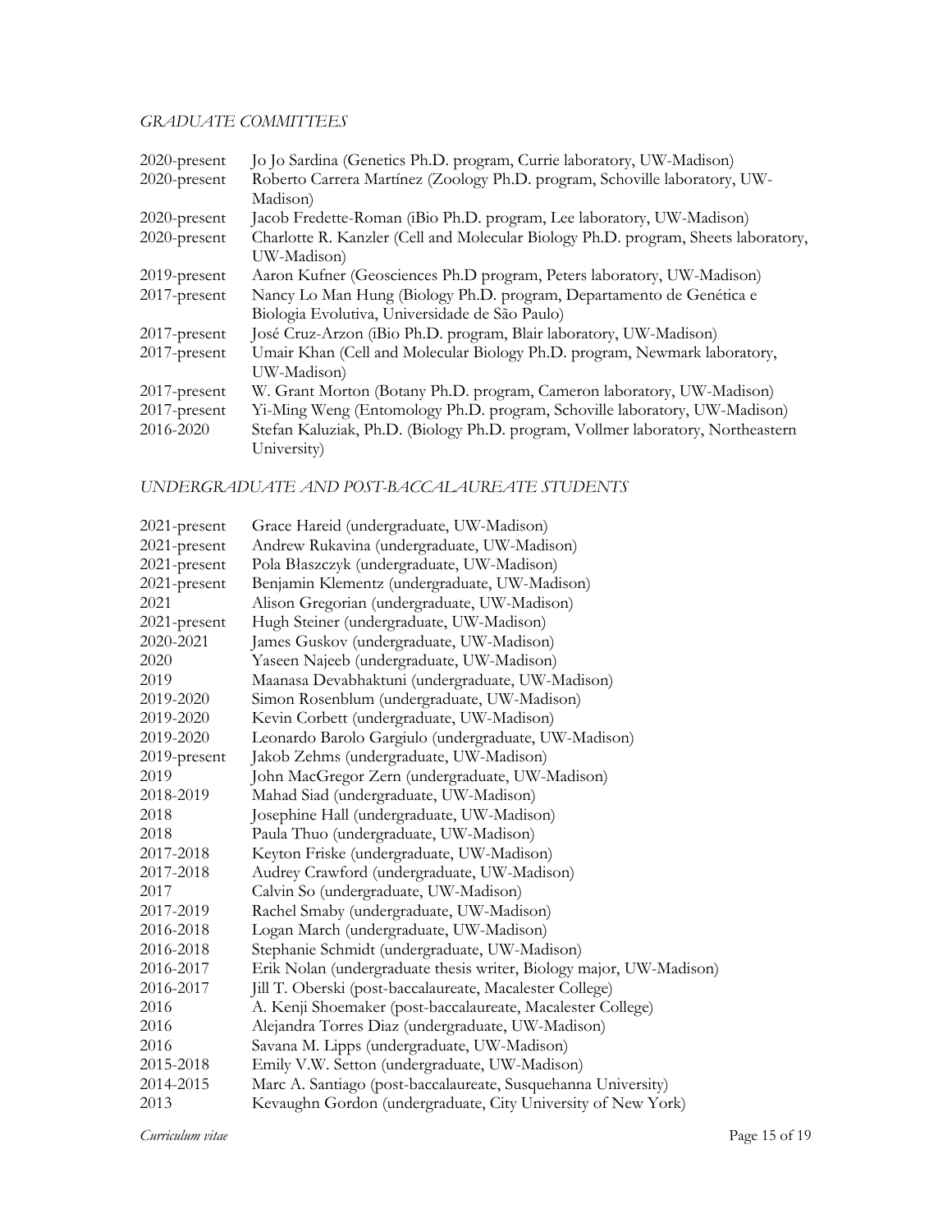*GRADUATE COMMITTEES*

2020-present Jo Jo Sardina (Genetics Ph.D. program, Currie laboratory, UW-Madison)
2020-present Roberto Carrera Martínez (Zoology Ph.D. program, Schoville laboratory, UW-Madison)
2020-present Jacob Fredette-Roman (iBio Ph.D. program, Lee laboratory, UW-Madison)
2020-present Charlotte R. Kanzler (Cell and Molecular Biology Ph.D. program, Sheets laboratory, UW-Madison)
2019-present Aaron Kufner (Geosciences Ph.D program, Peters laboratory, UW-Madison)
2017-present Nancy Lo Man Hung (Biology Ph.D. program, Departamento de Genética e Biologia Evolutiva, Universidade de São Paulo)
2017-present José Cruz-Arzon (iBio Ph.D. program, Blair laboratory, UW-Madison)
2017-present Umair Khan (Cell and Molecular Biology Ph.D. program, Newmark laboratory, UW-Madison)
2017-present W. Grant Morton (Botany Ph.D. program, Cameron laboratory, UW-Madison)
2017-present Yi-Ming Weng (Entomology Ph.D. program, Schoville laboratory, UW-Madison)
2016-2020 Stefan Kaluziak, Ph.D. (Biology Ph.D. program, Vollmer laboratory, Northeastern University)

*UNDERGRADUATE AND POST-BACCALAUREATE STUDENTS*

2021-present Grace Hareid (undergraduate, UW-Madison)
2021-present Andrew Rukavina (undergraduate, UW-Madison)
2021-present Pola Błaszczyk (undergraduate, UW-Madison)
2021-present Benjamin Klementz (undergraduate, UW-Madison)
2021 Alison Gregorian (undergraduate, UW-Madison)
2021-present Hugh Steiner (undergraduate, UW-Madison)
2020-2021 James Guskov (undergraduate, UW-Madison)
2020 Yaseen Najeeb (undergraduate, UW-Madison)
2019 Maanasa Devabhaktuni (undergraduate, UW-Madison)
2019-2020 Simon Rosenblum (undergraduate, UW-Madison)
2019-2020 Kevin Corbett (undergraduate, UW-Madison)
2019-2020 Leonardo Barolo Gargiulo (undergraduate, UW-Madison)
2019-present Jakob Zehms (undergraduate, UW-Madison)
2019 John MacGregor Zern (undergraduate, UW-Madison)
2018-2019 Mahad Siad (undergraduate, UW-Madison)
2018 Josephine Hall (undergraduate, UW-Madison)
2018 Paula Thuo (undergraduate, UW-Madison)
2017-2018 Keyton Friske (undergraduate, UW-Madison)
2017-2018 Audrey Crawford (undergraduate, UW-Madison)
2017 Calvin So (undergraduate, UW-Madison)
2017-2019 Rachel Smaby (undergraduate, UW-Madison)
2016-2018 Logan March (undergraduate, UW-Madison)
2016-2018 Stephanie Schmidt (undergraduate, UW-Madison)
2016-2017 Erik Nolan (undergraduate thesis writer, Biology major, UW-Madison)
2016-2017 Jill T. Oberski (post-baccalaureate, Macalester College)
2016 A. Kenji Shoemaker (post-baccalaureate, Macalester College)
2016 Alejandra Torres Diaz (undergraduate, UW-Madison)
2016 Savana M. Lipps (undergraduate, UW-Madison)
2015-2018 Emily V.W. Setton (undergraduate, UW-Madison)
2014-2015 Marc A. Santiago (post-baccalaureate, Susquehanna University)
2013 Kevaughn Gordon (undergraduate, City University of New York)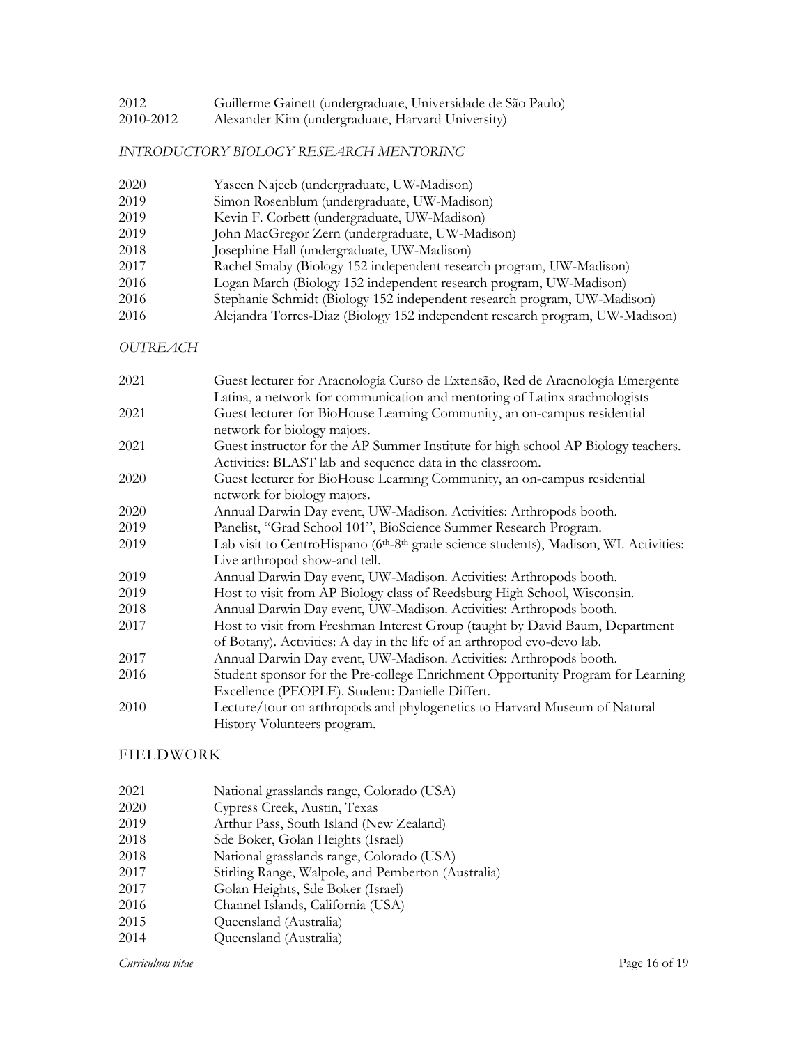2012 Guillerme Gainett (undergraduate, Universidade de São Paulo)
2010-2012 Alexander Kim (undergraduate, Harvard University)

*INTRODUCTORY BIOLOGY RESEARCH MENTORING*

2020 Yaseen Najeeb (undergraduate, UW-Madison)
2019 Simon Rosenblum (undergraduate, UW-Madison)
2019 Kevin F. Corbett (undergraduate, UW-Madison)
2019 John MacGregor Zern (undergraduate, UW-Madison)
2018 Josephine Hall (undergraduate, UW-Madison)
2017 Rachel Smaby (Biology 152 independent research program, UW-Madison)
2016 Logan March (Biology 152 independent research program, UW-Madison)
2016 Stephanie Schmidt (Biology 152 independent research program, UW-Madison)
2016 Alejandra Torres-Diaz (Biology 152 independent research program, UW-Madison)

*OUTREACH*

2021 Guest lecturer for Aracnología Curso de Extensão, Red de Aracnología Emergente Latina, a network for communication and mentoring of Latinx arachnologists
2021 Guest lecturer for BioHouse Learning Community, an on-campus residential network for biology majors.
2021 Guest instructor for the AP Summer Institute for high school AP Biology teachers. Activities: BLAST lab and sequence data in the classroom.
2020 Guest lecturer for BioHouse Learning Community, an on-campus residential network for biology majors.
2020 Annual Darwin Day event, UW-Madison. Activities: Arthropods booth.
2019 Panelist, "Grad School 101", BioScience Summer Research Program.
2019 Lab visit to CentroHispano (6th-8th grade science students), Madison, WI. Activities: Live arthropod show-and tell.
2019 Annual Darwin Day event, UW-Madison. Activities: Arthropods booth.
2019 Host to visit from AP Biology class of Reedsburg High School, Wisconsin.
2018 Annual Darwin Day event, UW-Madison. Activities: Arthropods booth.
2017 Host to visit from Freshman Interest Group (taught by David Baum, Department of Botany). Activities: A day in the life of an arthropod evo-devo lab.
2017 Annual Darwin Day event, UW-Madison. Activities: Arthropods booth.
2016 Student sponsor for the Pre-college Enrichment Opportunity Program for Learning Excellence (PEOPLE). Student: Danielle Differt.
2010 Lecture/tour on arthropods and phylogenetics to Harvard Museum of Natural History Volunteers program.

## FIELDWORK

2021 National grasslands range, Colorado (USA)
2020 Cypress Creek, Austin, Texas
2019 Arthur Pass, South Island (New Zealand)
2018 Sde Boker, Golan Heights (Israel)
2018 National grasslands range, Colorado (USA)
2017 Stirling Range, Walpole, and Pemberton (Australia)
2017 Golan Heights, Sde Boker (Israel)
2016 Channel Islands, California (USA)
2015 Queensland (Australia)
2014 Queensland (Australia)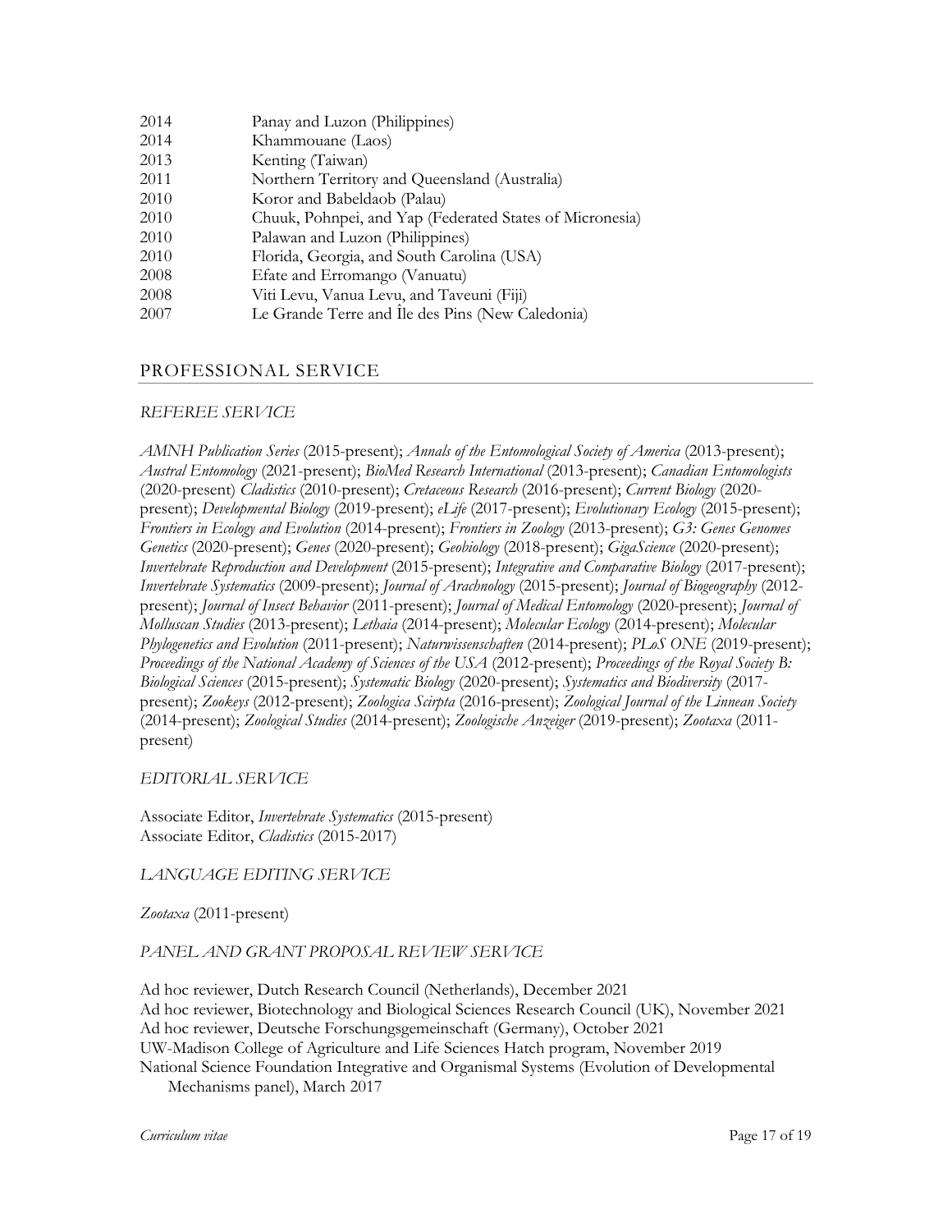| | |
|---|---|
| 2014 | Panay and Luzon (Philippines) |
| 2014 | Khammouane (Laos) |
| 2013 | Kenting (Taiwan) |
| 2011 | Northern Territory and Queensland (Australia) |
| 2010 | Koror and Babeldaob (Palau) |
| 2010 | Chuuk, Pohnpei, and Yap (Federated States of Micronesia) |
| 2010 | Palawan and Luzon (Philippines) |
| 2010 | Florida, Georgia, and South Carolina (USA) |
| 2008 | Efate and Erromango (Vanuatu) |
| 2008 | Viti Levu, Vanua Levu, and Taveuni (Fiji) |
| 2007 | Le Grande Terre and Île des Pins (New Caledonia) |

## PROFESSIONAL SERVICE

### *REFEREE SERVICE*

*AMNH Publication Series* (2015-present); *Annals of the Entomological Society of America* (2013-present); *Austral Entomology* (2021-present); *BioMed Research International* (2013-present); *Canadian Entomologists* (2020-present) *Cladistics* (2010-present); *Cretaceous Research* (2016-present); *Current Biology* (2020-present); *Developmental Biology* (2019-present); *eLife* (2017-present); *Evolutionary Ecology* (2015-present); *Frontiers in Ecology and Evolution* (2014-present); *Frontiers in Zoology* (2013-present); *G3: Genes Genomes Genetics* (2020-present); *Genes* (2020-present); *Geobiology* (2018-present); *GigaScience* (2020-present); *Invertebrate Reproduction and Development* (2015-present); *Integrative and Comparative Biology* (2017-present); *Invertebrate Systematics* (2009-present); *Journal of Arachnology* (2015-present); *Journal of Biogeography* (2012-present); *Journal of Insect Behavior* (2011-present); *Journal of Medical Entomology* (2020-present); *Journal of Molluscan Studies* (2013-present); *Lethaia* (2014-present); *Molecular Ecology* (2014-present); *Molecular Phylogenetics and Evolution* (2011-present); *Naturwissenschaften* (2014-present); *PLoS ONE* (2019-present); *Proceedings of the National Academy of Sciences of the USA* (2012-present); *Proceedings of the Royal Society B: Biological Sciences* (2015-present); *Systematic Biology* (2020-present); *Systematics and Biodiversity* (2017-present); *Zookeys* (2012-present); *Zoologica Scirpta* (2016-present); *Zoological Journal of the Linnean Society* (2014-present); *Zoological Studies* (2014-present); *Zoologische Anzeiger* (2019-present); *Zootaxa* (2011-present)

### *EDITORIAL SERVICE*

Associate Editor, *Invertebrate Systematics* (2015-present)
Associate Editor, *Cladistics* (2015-2017)

### *LANGUAGE EDITING SERVICE*

*Zootaxa* (2011-present)

### *PANEL AND GRANT PROPOSAL REVIEW SERVICE*

Ad hoc reviewer, Dutch Research Council (Netherlands), December 2021
Ad hoc reviewer, Biotechnology and Biological Sciences Research Council (UK), November 2021
Ad hoc reviewer, Deutsche Forschungsgemeinschaft (Germany), October 2021
UW-Madison College of Agriculture and Life Sciences Hatch program, November 2019
National Science Foundation Integrative and Organismal Systems (Evolution of Developmental Mechanisms panel), March 2017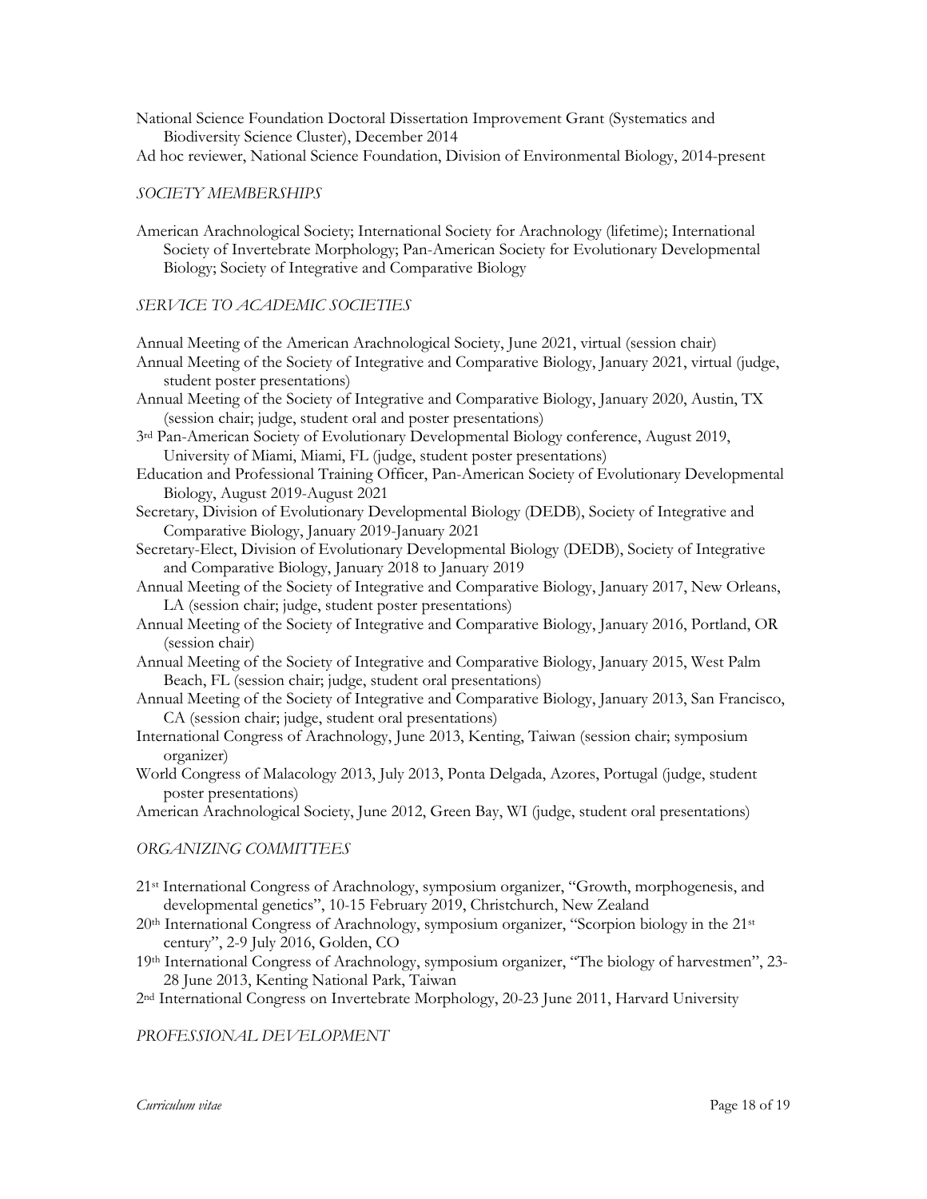National Science Foundation Doctoral Dissertation Improvement Grant (Systematics and Biodiversity Science Cluster), December 2014

Ad hoc reviewer, National Science Foundation, Division of Environmental Biology, 2014-present

*SOCIETY MEMBERSHIPS*

American Arachnological Society; International Society for Arachnology (lifetime); International Society of Invertebrate Morphology; Pan-American Society for Evolutionary Developmental Biology; Society of Integrative and Comparative Biology

*SERVICE TO ACADEMIC SOCIETIES*

Annual Meeting of the American Arachnological Society, June 2021, virtual (session chair)

Annual Meeting of the Society of Integrative and Comparative Biology, January 2021, virtual (judge, student poster presentations)

Annual Meeting of the Society of Integrative and Comparative Biology, January 2020, Austin, TX (session chair; judge, student oral and poster presentations)

3rd Pan-American Society of Evolutionary Developmental Biology conference, August 2019, University of Miami, Miami, FL (judge, student poster presentations)

Education and Professional Training Officer, Pan-American Society of Evolutionary Developmental Biology, August 2019-August 2021

Secretary, Division of Evolutionary Developmental Biology (DEDB), Society of Integrative and Comparative Biology, January 2019-January 2021

Secretary-Elect, Division of Evolutionary Developmental Biology (DEDB), Society of Integrative and Comparative Biology, January 2018 to January 2019

Annual Meeting of the Society of Integrative and Comparative Biology, January 2017, New Orleans, LA (session chair; judge, student poster presentations)

Annual Meeting of the Society of Integrative and Comparative Biology, January 2016, Portland, OR (session chair)

Annual Meeting of the Society of Integrative and Comparative Biology, January 2015, West Palm Beach, FL (session chair; judge, student oral presentations)

Annual Meeting of the Society of Integrative and Comparative Biology, January 2013, San Francisco, CA (session chair; judge, student oral presentations)

International Congress of Arachnology, June 2013, Kenting, Taiwan (session chair; symposium organizer)

World Congress of Malacology 2013, July 2013, Ponta Delgada, Azores, Portugal (judge, student poster presentations)

American Arachnological Society, June 2012, Green Bay, WI (judge, student oral presentations)

*ORGANIZING COMMITTEES*

21st International Congress of Arachnology, symposium organizer, "Growth, morphogenesis, and developmental genetics", 10-15 February 2019, Christchurch, New Zealand

20th International Congress of Arachnology, symposium organizer, "Scorpion biology in the 21st century", 2-9 July 2016, Golden, CO

19th International Congress of Arachnology, symposium organizer, "The biology of harvestmen", 23-28 June 2013, Kenting National Park, Taiwan

2nd International Congress on Invertebrate Morphology, 20-23 June 2011, Harvard University

*PROFESSIONAL DEVELOPMENT*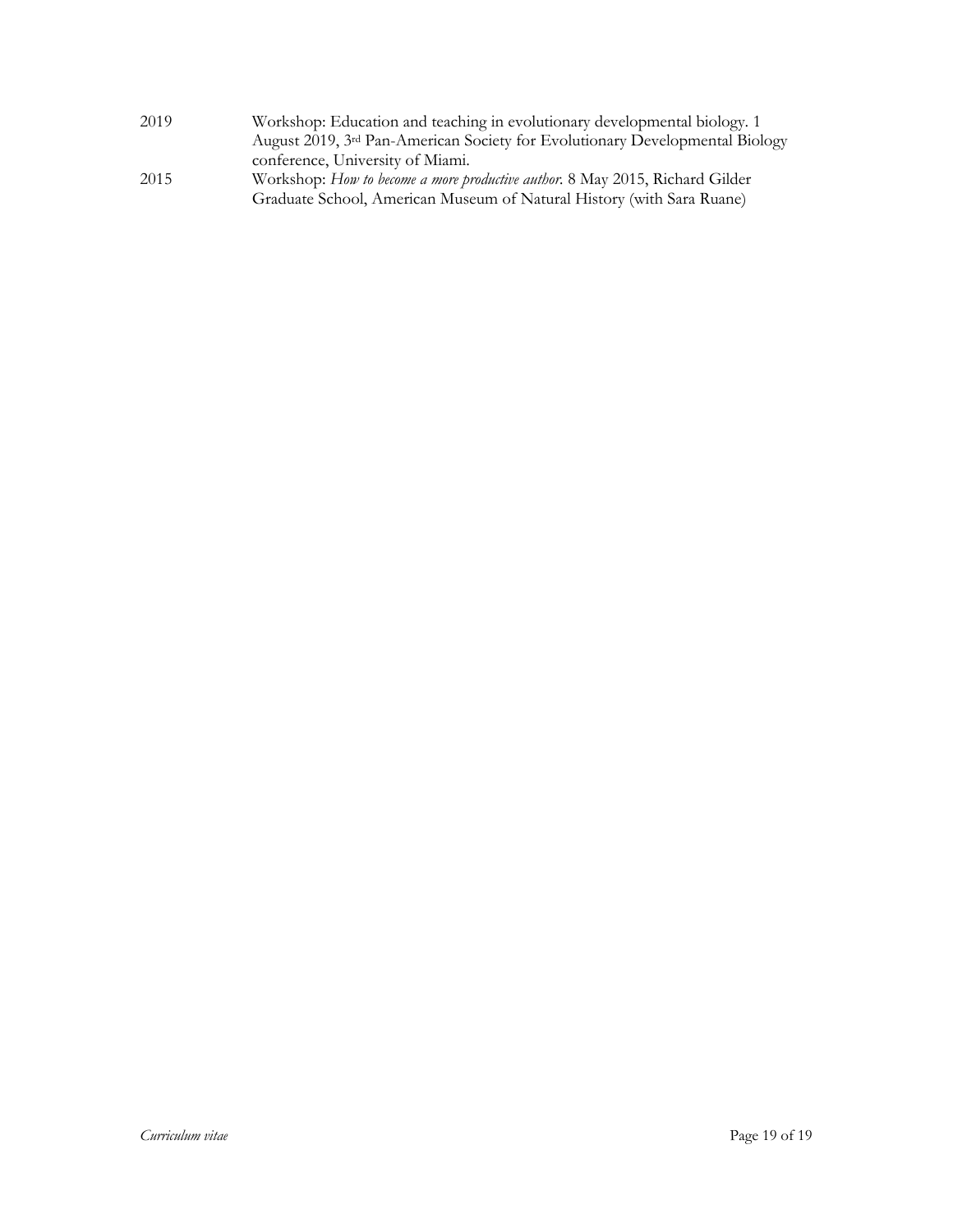2019 Workshop: Education and teaching in evolutionary developmental biology. 1 August 2019, 3rd Pan-American Society for Evolutionary Developmental Biology conference, University of Miami.

2015 Workshop: *How to become a more productive author*. 8 May 2015, Richard Gilder Graduate School, American Museum of Natural History (with Sara Ruane)